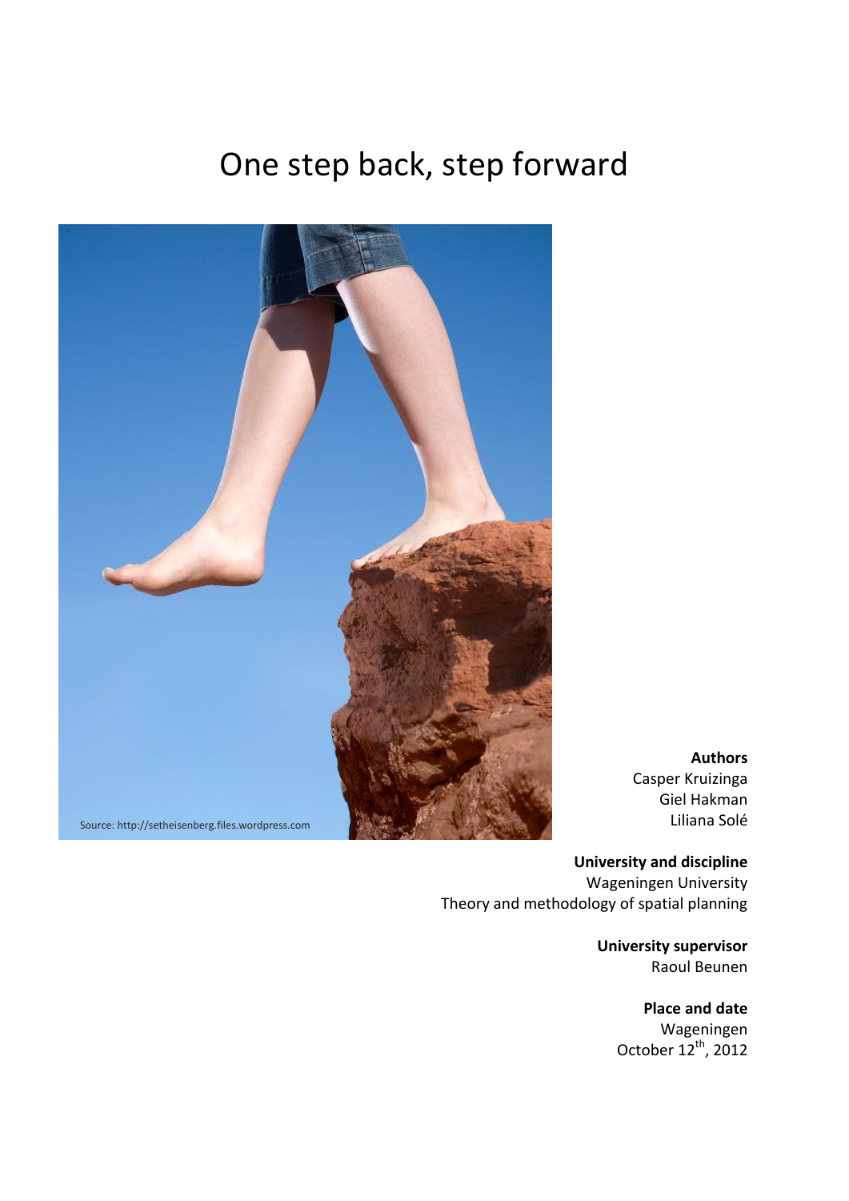# One step back, step forward

Source: http://setheisenberg.files.wordpress.com

**Authors**
Casper Kruizinga
Giel Hakman
Liliana Solé

**University and discipline**
Wageningen University
Theory and methodology of spatial planning

**University supervisor**
Raoul Beunen

**Place and date**
Wageningen
October 12th, 2012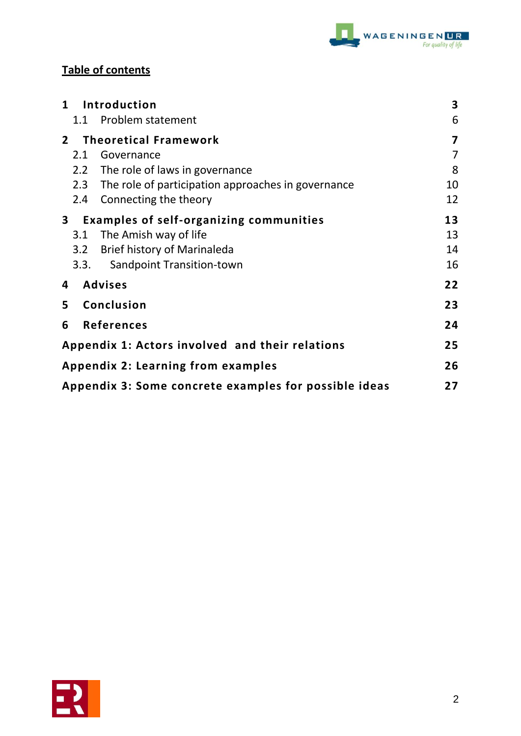## Table of contents

| | | |
|---|---|---|
| **1** | **Introduction** | **3** |
| 1.1 | Problem statement | 6 |
| **2** | **Theoretical Framework** | **7** |
| 2.1 | Governance | 7 |
| 2.2 | The role of laws in governance | 8 |
| 2.3 | The role of participation approaches in governance | 10 |
| 2.4 | Connecting the theory | 12 |
| **3** | **Examples of self-organizing communities** | **13** |
| 3.1 | The Amish way of life | 13 |
| 3.2 | Brief history of Marinaleda | 14 |
| 3.3. | Sandpoint Transition-town | 16 |
| **4** | **Advises** | **22** |
| **5** | **Conclusion** | **23** |
| **6** | **References** | **24** |
| | **Appendix 1: Actors involved and their relations** | **25** |
| | **Appendix 2: Learning from examples** | **26** |
| | **Appendix 3: Some concrete examples for possible ideas** | **27** |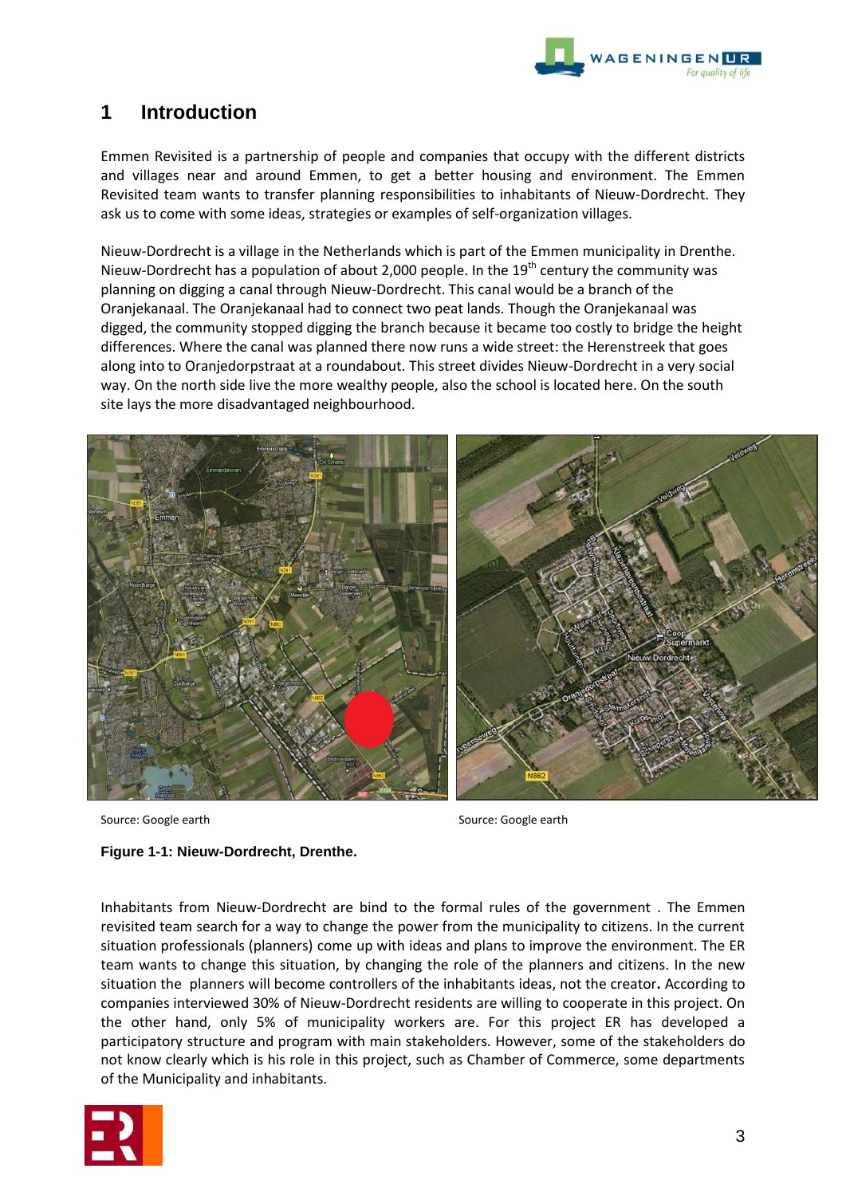# 1 Introduction

Emmen Revisited is a partnership of people and companies that occupy with the different districts and villages near and around Emmen, to get a better housing and environment. The Emmen Revisited team wants to transfer planning responsibilities to inhabitants of Nieuw-Dordrecht. They ask us to come with some ideas, strategies or examples of self-organization villages.

Nieuw-Dordrecht is a village in the Netherlands which is part of the Emmen municipality in Drenthe. Nieuw-Dordrecht has a population of about 2,000 people. In the 19th century the community was planning on digging a canal through Nieuw-Dordrecht. This canal would be a branch of the Oranjekanaal. The Oranjekanaal had to connect two peat lands. Though the Oranjekanaal was digged, the community stopped digging the branch because it became too costly to bridge the height differences. Where the canal was planned there now runs a wide street: the Herenstreek that goes along into to Oranjedorpstraat at a roundabout. This street divides Nieuw-Dordrecht in a very social way. On the north side live the more wealthy people, also the school is located here. On the south site lays the more disadvantaged neighbourhood.

Source: Google earth

Source: Google earth

**Figure 1-1: Nieuw-Dordrecht, Drenthe.**

Inhabitants from Nieuw-Dordrecht are bind to the formal rules of the government . The Emmen revisited team search for a way to change the power from the municipality to citizens. In the current situation professionals (planners) come up with ideas and plans to improve the environment. The ER team wants to change this situation, by changing the role of the planners and citizens. In the new situation the planners will become controllers of the inhabitants ideas, not the creator. According to companies interviewed 30% of Nieuw-Dordrecht residents are willing to cooperate in this project. On the other hand, only 5% of municipality workers are. For this project ER has developed a participatory structure and program with main stakeholders. However, some of the stakeholders do not know clearly which is his role in this project, such as Chamber of Commerce, some departments of the Municipality and inhabitants.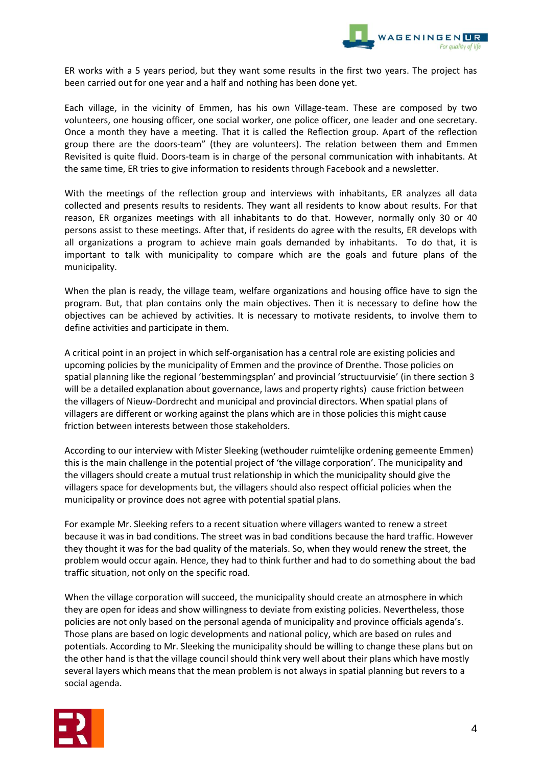ER works with a 5 years period, but they want some results in the first two years. The project has been carried out for one year and a half and nothing has been done yet.

Each village, in the vicinity of Emmen, has his own Village-team. These are composed by two volunteers, one housing officer, one social worker, one police officer, one leader and one secretary. Once a month they have a meeting. That it is called the Reflection group. Apart of the reflection group there are the doors-team" (they are volunteers). The relation between them and Emmen Revisited is quite fluid. Doors-team is in charge of the personal communication with inhabitants. At the same time, ER tries to give information to residents through Facebook and a newsletter.

With the meetings of the reflection group and interviews with inhabitants, ER analyzes all data collected and presents results to residents. They want all residents to know about results. For that reason, ER organizes meetings with all inhabitants to do that. However, normally only 30 or 40 persons assist to these meetings. After that, if residents do agree with the results, ER develops with all organizations a program to achieve main goals demanded by inhabitants. To do that, it is important to talk with municipality to compare which are the goals and future plans of the municipality.

When the plan is ready, the village team, welfare organizations and housing office have to sign the program. But, that plan contains only the main objectives. Then it is necessary to define how the objectives can be achieved by activities. It is necessary to motivate residents, to involve them to define activities and participate in them.

A critical point in an project in which self-organisation has a central role are existing policies and upcoming policies by the municipality of Emmen and the province of Drenthe. Those policies on spatial planning like the regional 'bestemmingsplan' and provincial 'structuurvisie' (in there section 3 will be a detailed explanation about governance, laws and property rights) cause friction between the villagers of Nieuw-Dordrecht and municipal and provincial directors. When spatial plans of villagers are different or working against the plans which are in those policies this might cause friction between interests between those stakeholders.

According to our interview with Mister Sleeking (wethouder ruimtelijke ordening gemeente Emmen) this is the main challenge in the potential project of 'the village corporation'. The municipality and the villagers should create a mutual trust relationship in which the municipality should give the villagers space for developments but, the villagers should also respect official policies when the municipality or province does not agree with potential spatial plans.

For example Mr. Sleeking refers to a recent situation where villagers wanted to renew a street because it was in bad conditions. The street was in bad conditions because the hard traffic. However they thought it was for the bad quality of the materials. So, when they would renew the street, the problem would occur again. Hence, they had to think further and had to do something about the bad traffic situation, not only on the specific road.

When the village corporation will succeed, the municipality should create an atmosphere in which they are open for ideas and show willingness to deviate from existing policies. Nevertheless, those policies are not only based on the personal agenda of municipality and province officials agenda's. Those plans are based on logic developments and national policy, which are based on rules and potentials. According to Mr. Sleeking the municipality should be willing to change these plans but on the other hand is that the village council should think very well about their plans which have mostly several layers which means that the mean problem is not always in spatial planning but revers to a social agenda.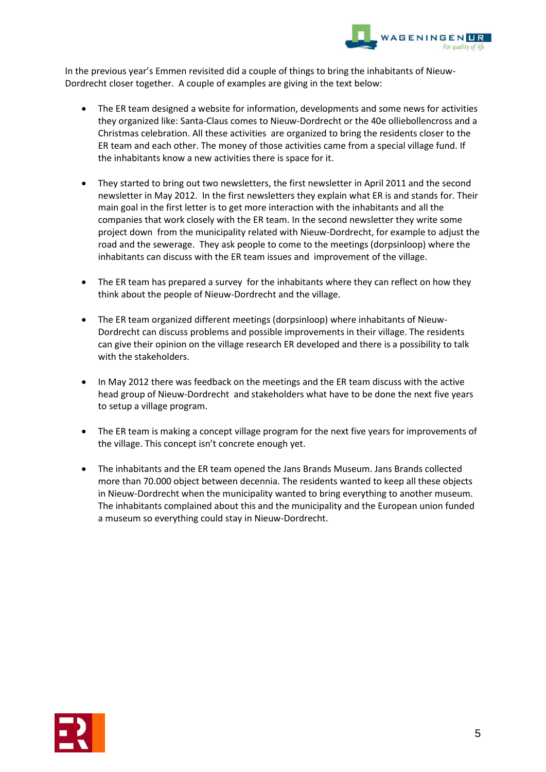In the previous year's Emmen revisited did a couple of things to bring the inhabitants of Nieuw-Dordrecht closer together. A couple of examples are giving in the text below:

- The ER team designed a website for information, developments and some news for activities they organized like: Santa-Claus comes to Nieuw-Dordrecht or the 40e olliebollencross and a Christmas celebration. All these activities are organized to bring the residents closer to the ER team and each other. The money of those activities came from a special village fund. If the inhabitants know a new activities there is space for it.

- They started to bring out two newsletters, the first newsletter in April 2011 and the second newsletter in May 2012. In the first newsletters they explain what ER is and stands for. Their main goal in the first letter is to get more interaction with the inhabitants and all the companies that work closely with the ER team. In the second newsletter they write some project down from the municipality related with Nieuw-Dordrecht, for example to adjust the road and the sewerage. They ask people to come to the meetings (dorpsinloop) where the inhabitants can discuss with the ER team issues and improvement of the village.

- The ER team has prepared a survey for the inhabitants where they can reflect on how they think about the people of Nieuw-Dordrecht and the village.

- The ER team organized different meetings (dorpsinloop) where inhabitants of Nieuw-Dordrecht can discuss problems and possible improvements in their village. The residents can give their opinion on the village research ER developed and there is a possibility to talk with the stakeholders.

- In May 2012 there was feedback on the meetings and the ER team discuss with the active head group of Nieuw-Dordrecht and stakeholders what have to be done the next five years to setup a village program.

- The ER team is making a concept village program for the next five years for improvements of the village. This concept isn't concrete enough yet.

- The inhabitants and the ER team opened the Jans Brands Museum. Jans Brands collected more than 70.000 object between decennia. The residents wanted to keep all these objects in Nieuw-Dordrecht when the municipality wanted to bring everything to another museum. The inhabitants complained about this and the municipality and the European union funded a museum so everything could stay in Nieuw-Dordrecht.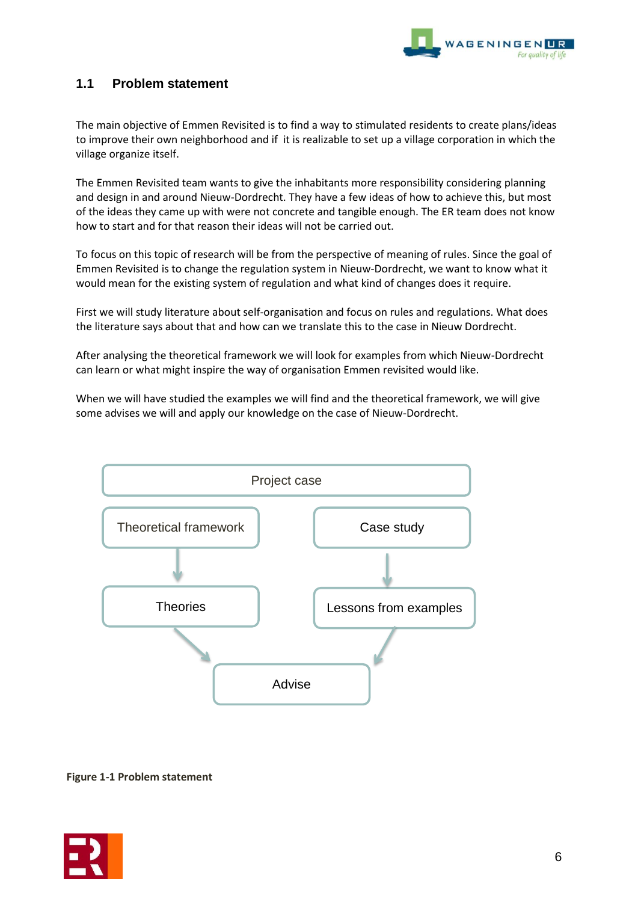## 1.1 Problem statement

The main objective of Emmen Revisited is to find a way to stimulated residents to create plans/ideas to improve their own neighborhood and if it is realizable to set up a village corporation in which the village organize itself.

The Emmen Revisited team wants to give the inhabitants more responsibility considering planning and design in and around Nieuw-Dordrecht. They have a few ideas of how to achieve this, but most of the ideas they came up with were not concrete and tangible enough. The ER team does not know how to start and for that reason their ideas will not be carried out.

To focus on this topic of research will be from the perspective of meaning of rules. Since the goal of Emmen Revisited is to change the regulation system in Nieuw-Dordrecht, we want to know what it would mean for the existing system of regulation and what kind of changes does it require.

First we will study literature about self-organisation and focus on rules and regulations. What does the literature says about that and how can we translate this to the case in Nieuw Dordrecht.

After analysing the theoretical framework we will look for examples from which Nieuw-Dordrecht can learn or what might inspire the way of organisation Emmen revisited would like.

When we will have studied the examples we will find and the theoretical framework, we will give some advises we will and apply our knowledge on the case of Nieuw-Dordrecht.

Project case

Theoretical framework → Theories → Advise

Case study → Lessons from examples → Advise

**Figure 1-1 Problem statement**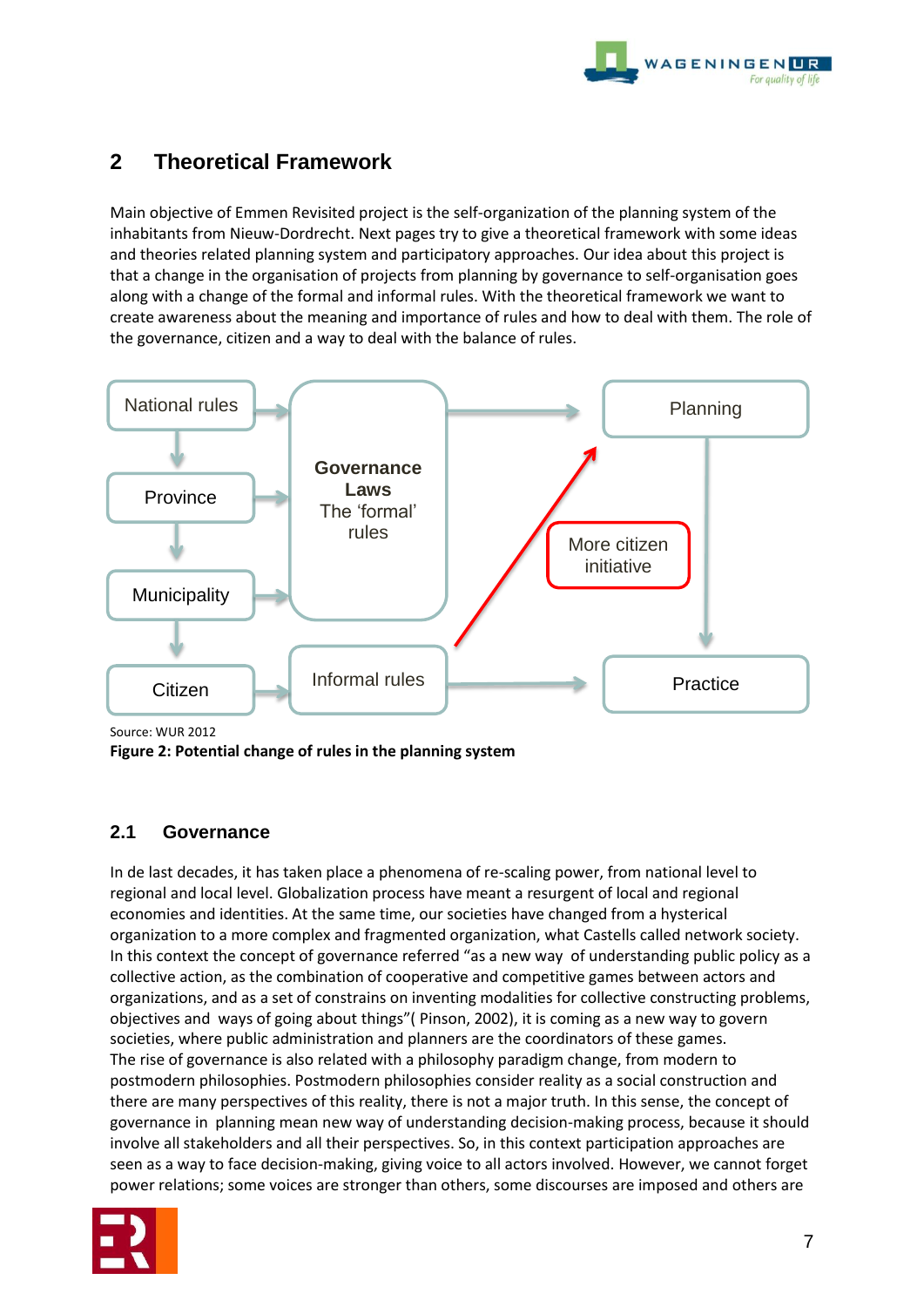## 2 Theoretical Framework

Main objective of Emmen Revisited project is the self-organization of the planning system of the inhabitants from Nieuw-Dordrecht. Next pages try to give a theoretical framework with some ideas and theories related planning system and participatory approaches. Our idea about this project is that a change in the organisation of projects from planning by governance to self-organisation goes along with a change of the formal and informal rules. With the theoretical framework we want to create awareness about the meaning and importance of rules and how to deal with them. The role of the governance, citizen and a way to deal with the balance of rules.

National rules

Province

Municipality

Citizen

**Governance Laws** The 'formal' rules

Informal rules

Planning

More citizen initiative

Practice

Source: WUR 2012

**Figure 2: Potential change of rules in the planning system**

### 2.1 Governance

In de last decades, it has taken place a phenomena of re-scaling power, from national level to regional and local level. Globalization process have meant a resurgent of local and regional economies and identities. At the same time, our societies have changed from a hysterical organization to a more complex and fragmented organization, what Castells called network society. In this context the concept of governance referred "as a new way of understanding public policy as a collective action, as the combination of cooperative and competitive games between actors and organizations, and as a set of constrains on inventing modalities for collective constructing problems, objectives and ways of going about things"( Pinson, 2002), it is coming as a new way to govern societies, where public administration and planners are the coordinators of these games.
The rise of governance is also related with a philosophy paradigm change, from modern to postmodern philosophies. Postmodern philosophies consider reality as a social construction and there are many perspectives of this reality, there is not a major truth. In this sense, the concept of governance in planning mean new way of understanding decision-making process, because it should involve all stakeholders and all their perspectives. So, in this context participation approaches are seen as a way to face decision-making, giving voice to all actors involved. However, we cannot forget power relations; some voices are stronger than others, some discourses are imposed and others are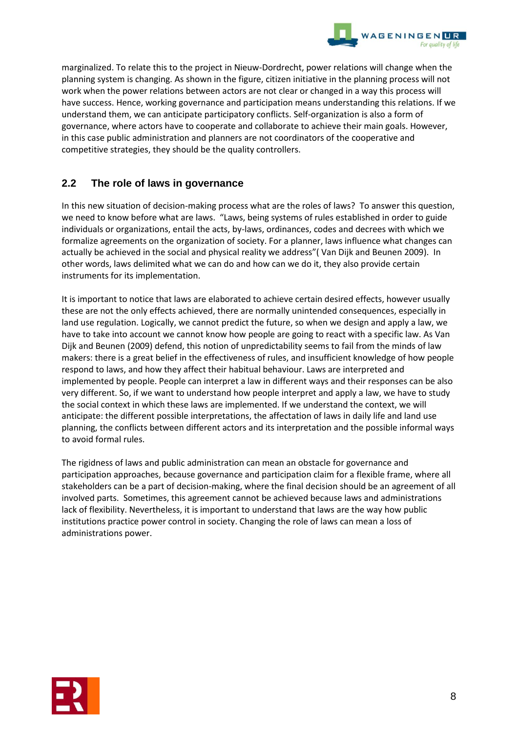marginalized. To relate this to the project in Nieuw-Dordrecht, power relations will change when the planning system is changing. As shown in the figure, citizen initiative in the planning process will not work when the power relations between actors are not clear or changed in a way this process will have success. Hence, working governance and participation means understanding this relations. If we understand them, we can anticipate participatory conflicts. Self-organization is also a form of governance, where actors have to cooperate and collaborate to achieve their main goals. However, in this case public administration and planners are not coordinators of the cooperative and competitive strategies, they should be the quality controllers.

## 2.2 The role of laws in governance

In this new situation of decision-making process what are the roles of laws? To answer this question, we need to know before what are laws. "Laws, being systems of rules established in order to guide individuals or organizations, entail the acts, by-laws, ordinances, codes and decrees with which we formalize agreements on the organization of society. For a planner, laws influence what changes can actually be achieved in the social and physical reality we address"( Van Dijk and Beunen 2009). In other words, laws delimited what we can do and how can we do it, they also provide certain instruments for its implementation.

It is important to notice that laws are elaborated to achieve certain desired effects, however usually these are not the only effects achieved, there are normally unintended consequences, especially in land use regulation. Logically, we cannot predict the future, so when we design and apply a law, we have to take into account we cannot know how people are going to react with a specific law. As Van Dijk and Beunen (2009) defend, this notion of unpredictability seems to fail from the minds of law makers: there is a great belief in the effectiveness of rules, and insufficient knowledge of how people respond to laws, and how they affect their habitual behaviour. Laws are interpreted and implemented by people. People can interpret a law in different ways and their responses can be also very different. So, if we want to understand how people interpret and apply a law, we have to study the social context in which these laws are implemented. If we understand the context, we will anticipate: the different possible interpretations, the affectation of laws in daily life and land use planning, the conflicts between different actors and its interpretation and the possible informal ways to avoid formal rules.

The rigidness of laws and public administration can mean an obstacle for governance and participation approaches, because governance and participation claim for a flexible frame, where all stakeholders can be a part of decision-making, where the final decision should be an agreement of all involved parts. Sometimes, this agreement cannot be achieved because laws and administrations lack of flexibility. Nevertheless, it is important to understand that laws are the way how public institutions practice power control in society. Changing the role of laws can mean a loss of administrations power.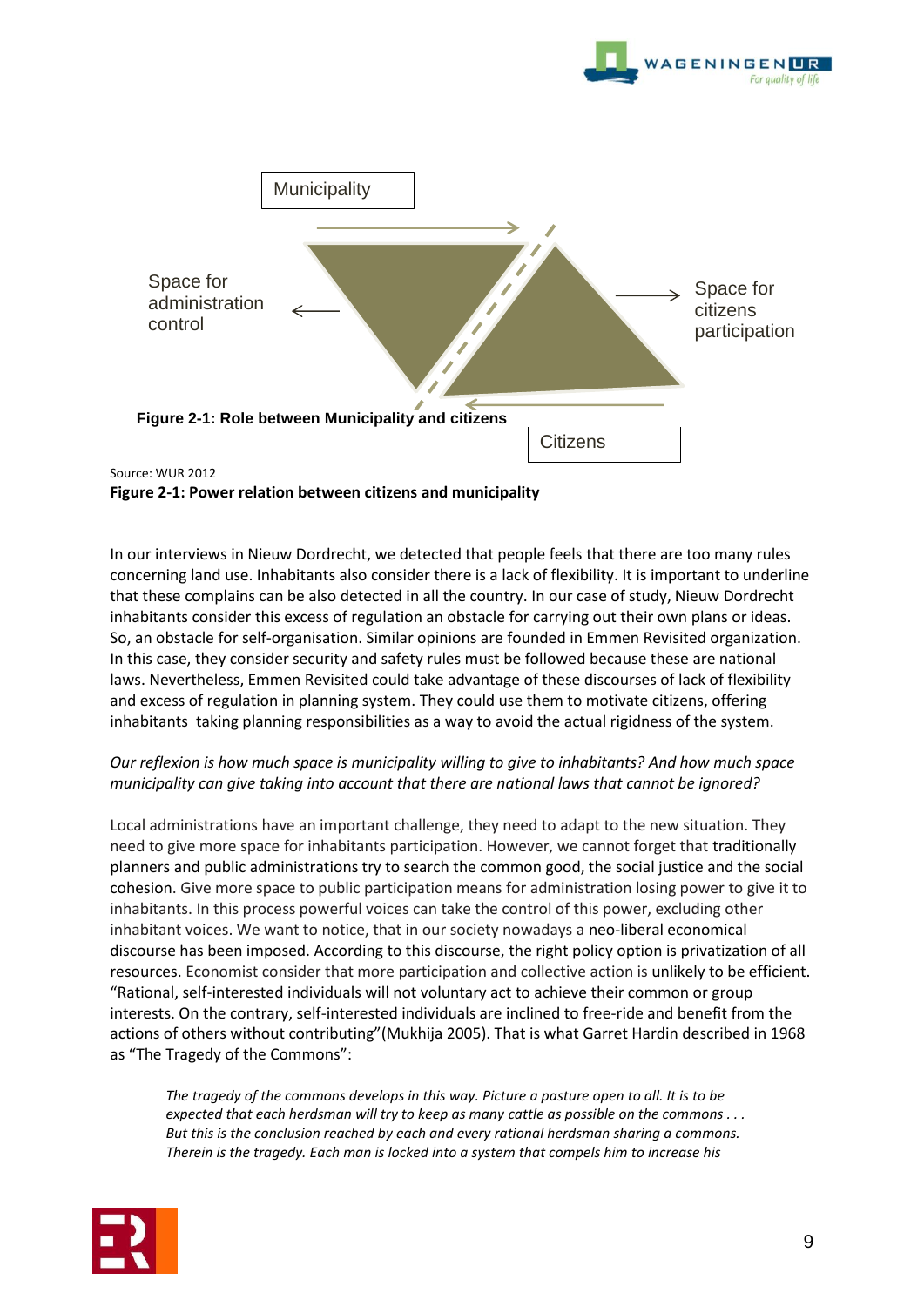Municipality

Space for administration control

Space for citizens participation

**Figure 2-1: Role between Municipality and citizens**

Citizens

Source: WUR 2012

**Figure 2-1: Power relation between citizens and municipality**

In our interviews in Nieuw Dordrecht, we detected that people feels that there are too many rules concerning land use. Inhabitants also consider there is a lack of flexibility. It is important to underline that these complains can be also detected in all the country. In our case of study, Nieuw Dordrecht inhabitants consider this excess of regulation an obstacle for carrying out their own plans or ideas. So, an obstacle for self-organisation. Similar opinions are founded in Emmen Revisited organization. In this case, they consider security and safety rules must be followed because these are national laws. Nevertheless, Emmen Revisited could take advantage of these discourses of lack of flexibility and excess of regulation in planning system. They could use them to motivate citizens, offering inhabitants taking planning responsibilities as a way to avoid the actual rigidness of the system.

*Our reflexion is how much space is municipality willing to give to inhabitants? And how much space municipality can give taking into account that there are national laws that cannot be ignored?*

Local administrations have an important challenge, they need to adapt to the new situation. They need to give more space for inhabitants participation. However, we cannot forget that traditionally planners and public administrations try to search the common good, the social justice and the social cohesion. Give more space to public participation means for administration losing power to give it to inhabitants. In this process powerful voices can take the control of this power, excluding other inhabitant voices. We want to notice, that in our society nowadays a neo-liberal economical discourse has been imposed. According to this discourse, the right policy option is privatization of all resources. Economist consider that more participation and collective action is unlikely to be efficient. "Rational, self-interested individuals will not voluntary act to achieve their common or group interests. On the contrary, self-interested individuals are inclined to free-ride and benefit from the actions of others without contributing"(Mukhija 2005). That is what Garret Hardin described in 1968 as "The Tragedy of the Commons":

> *The tragedy of the commons develops in this way. Picture a pasture open to all. It is to be expected that each herdsman will try to keep as many cattle as possible on the commons . . . But this is the conclusion reached by each and every rational herdsman sharing a commons. Therein is the tragedy. Each man is locked into a system that compels him to increase his*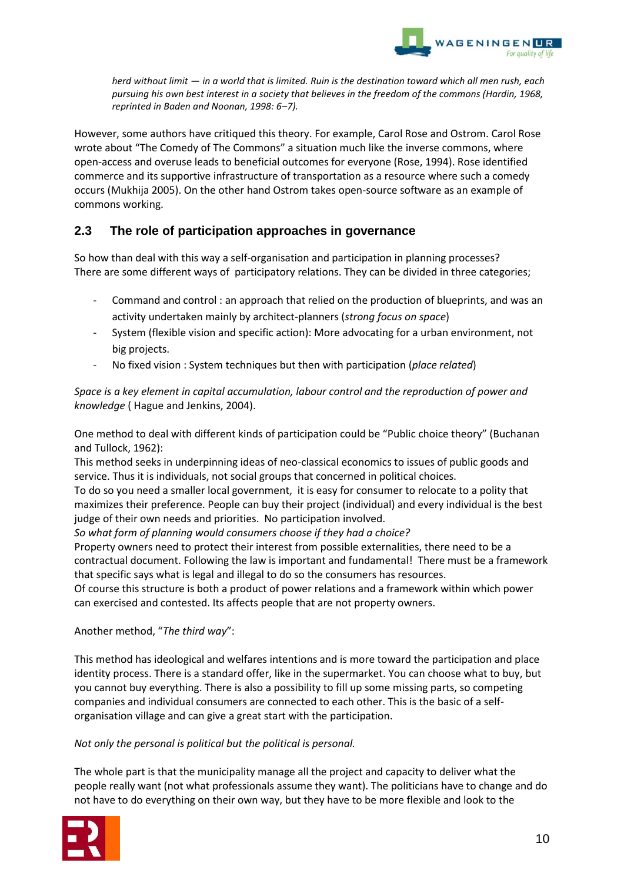*herd without limit — in a world that is limited. Ruin is the destination toward which all men rush, each pursuing his own best interest in a society that believes in the freedom of the commons (Hardin, 1968, reprinted in Baden and Noonan, 1998: 6–7).*

However, some authors have critiqued this theory. For example, Carol Rose and Ostrom. Carol Rose wrote about "The Comedy of The Commons" a situation much like the inverse commons, where open-access and overuse leads to beneficial outcomes for everyone (Rose, 1994). Rose identified commerce and its supportive infrastructure of transportation as a resource where such a comedy occurs (Mukhija 2005). On the other hand Ostrom takes open-source software as an example of commons working.

## 2.3 The role of participation approaches in governance

So how than deal with this way a self-organisation and participation in planning processes? There are some different ways of participatory relations. They can be divided in three categories;

- Command and control : an approach that relied on the production of blueprints, and was an activity undertaken mainly by architect-planners (*strong focus on space*)
- System (flexible vision and specific action): More advocating for a urban environment, not big projects.
- No fixed vision : System techniques but then with participation (*place related*)

*Space is a key element in capital accumulation, labour control and the reproduction of power and knowledge* ( Hague and Jenkins, 2004).

One method to deal with different kinds of participation could be "Public choice theory" (Buchanan and Tullock, 1962):
This method seeks in underpinning ideas of neo-classical economics to issues of public goods and service. Thus it is individuals, not social groups that concerned in political choices.
To do so you need a smaller local government, it is easy for consumer to relocate to a polity that maximizes their preference. People can buy their project (individual) and every individual is the best judge of their own needs and priorities. No participation involved.
*So what form of planning would consumers choose if they had a choice?*
Property owners need to protect their interest from possible externalities, there need to be a contractual document. Following the law is important and fundamental! There must be a framework that specific says what is legal and illegal to do so the consumers has resources.
Of course this structure is both a product of power relations and a framework within which power can exercised and contested. Its affects people that are not property owners.

Another method, "*The third way*":

This method has ideological and welfares intentions and is more toward the participation and place identity process. There is a standard offer, like in the supermarket. You can choose what to buy, but you cannot buy everything. There is also a possibility to fill up some missing parts, so competing companies and individual consumers are connected to each other. This is the basic of a self-organisation village and can give a great start with the participation.

*Not only the personal is political but the political is personal.*

The whole part is that the municipality manage all the project and capacity to deliver what the people really want (not what professionals assume they want). The politicians have to change and do not have to do everything on their own way, but they have to be more flexible and look to the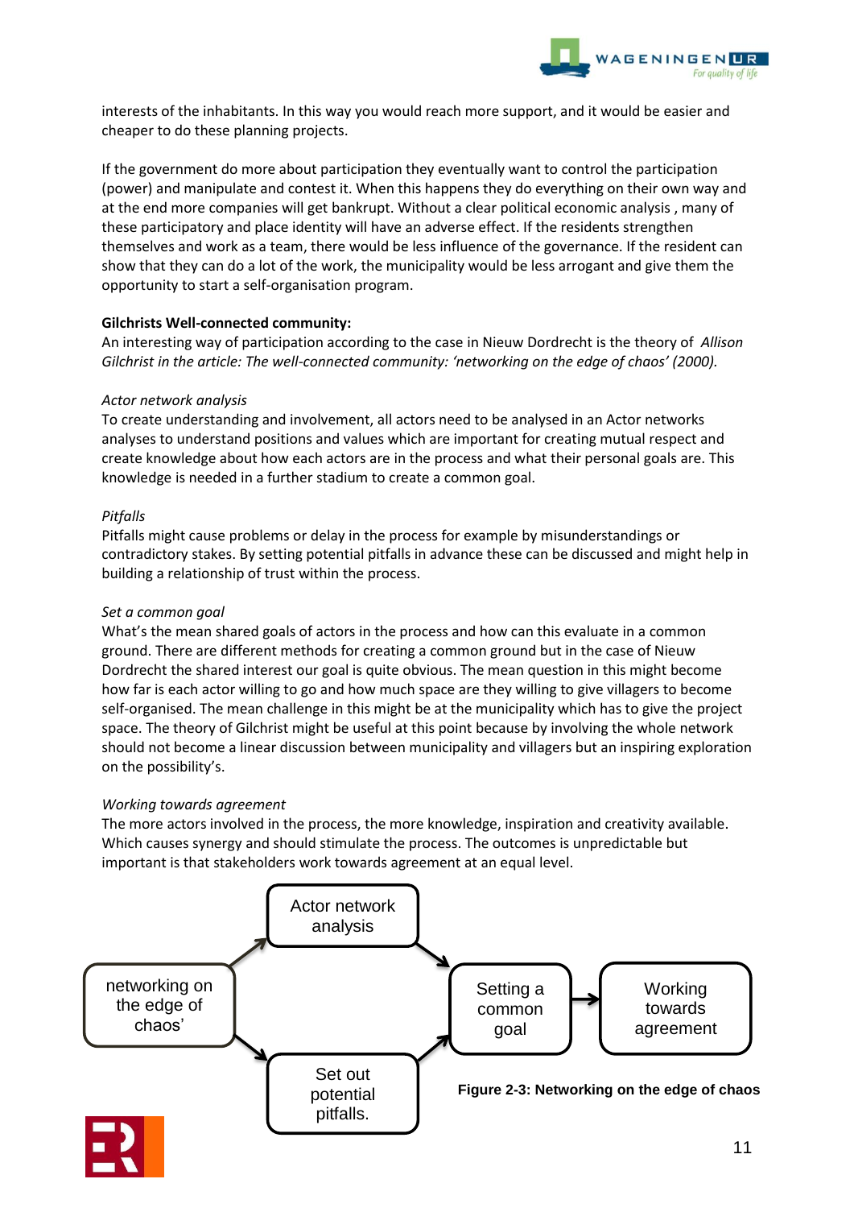interests of the inhabitants. In this way you would reach more support, and it would be easier and cheaper to do these planning projects.

If the government do more about participation they eventually want to control the participation (power) and manipulate and contest it. When this happens they do everything on their own way and at the end more companies will get bankrupt. Without a clear political economic analysis , many of these participatory and place identity will have an adverse effect. If the residents strengthen themselves and work as a team, there would be less influence of the governance. If the resident can show that they can do a lot of the work, the municipality would be less arrogant and give them the opportunity to start a self-organisation program.

**Gilchrists Well-connected community:**

An interesting way of participation according to the case in Nieuw Dordrecht is the theory of *Allison Gilchrist in the article: The well-connected community: 'networking on the edge of chaos' (2000).*

*Actor network analysis*

To create understanding and involvement, all actors need to be analysed in an Actor networks analyses to understand positions and values which are important for creating mutual respect and create knowledge about how each actors are in the process and what their personal goals are. This knowledge is needed in a further stadium to create a common goal.

*Pitfalls*

Pitfalls might cause problems or delay in the process for example by misunderstandings or contradictory stakes. By setting potential pitfalls in advance these can be discussed and might help in building a relationship of trust within the process.

*Set a common goal*

What's the mean shared goals of actors in the process and how can this evaluate in a common ground. There are different methods for creating a common ground but in the case of Nieuw Dordrecht the shared interest our goal is quite obvious. The mean question in this might become how far is each actor willing to go and how much space are they willing to give villagers to become self-organised. The mean challenge in this might be at the municipality which has to give the project space. The theory of Gilchrist might be useful at this point because by involving the whole network should not become a linear discussion between municipality and villagers but an inspiring exploration on the possibility's.

*Working towards agreement*

The more actors involved in the process, the more knowledge, inspiration and creativity available. Which causes synergy and should stimulate the process. The outcomes is unpredictable but important is that stakeholders work towards agreement at an equal level.

networking on the edge of chaos' → Actor network analysis → Setting a common goal
networking on the edge of chaos' → Set out potential pitfalls. → Setting a common goal
Setting a common goal → Working towards agreement

**Figure 2-3: Networking on the edge of chaos**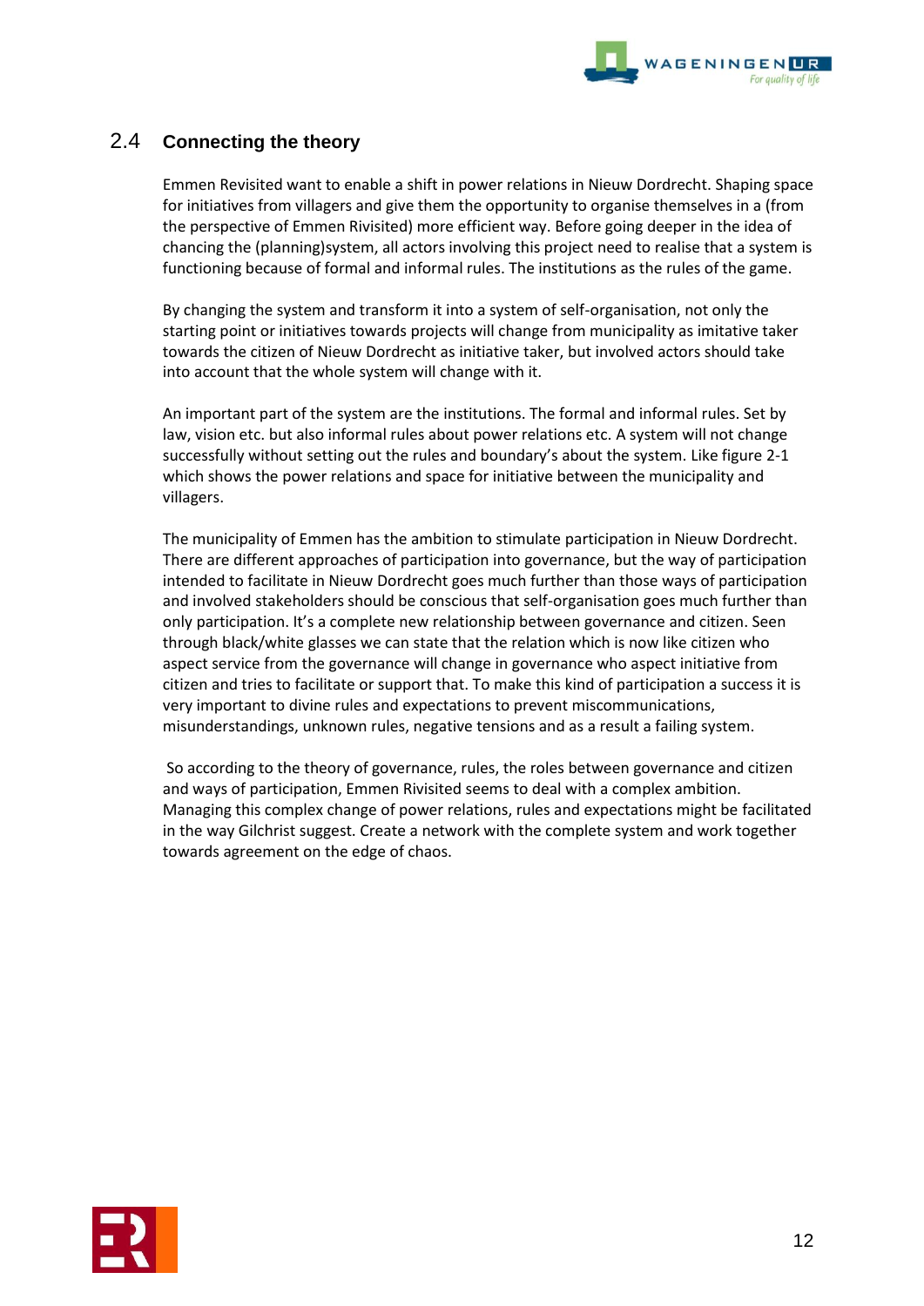## 2.4 Connecting the theory

Emmen Revisited want to enable a shift in power relations in Nieuw Dordrecht. Shaping space for initiatives from villagers and give them the opportunity to organise themselves in a (from the perspective of Emmen Rivisited) more efficient way. Before going deeper in the idea of chancing the (planning)system, all actors involving this project need to realise that a system is functioning because of formal and informal rules. The institutions as the rules of the game.

By changing the system and transform it into a system of self-organisation, not only the starting point or initiatives towards projects will change from municipality as imitative taker towards the citizen of Nieuw Dordrecht as initiative taker, but involved actors should take into account that the whole system will change with it.

An important part of the system are the institutions. The formal and informal rules. Set by law, vision etc. but also informal rules about power relations etc. A system will not change successfully without setting out the rules and boundary's about the system. Like figure 2-1 which shows the power relations and space for initiative between the municipality and villagers.

The municipality of Emmen has the ambition to stimulate participation in Nieuw Dordrecht. There are different approaches of participation into governance, but the way of participation intended to facilitate in Nieuw Dordrecht goes much further than those ways of participation and involved stakeholders should be conscious that self-organisation goes much further than only participation. It's a complete new relationship between governance and citizen. Seen through black/white glasses we can state that the relation which is now like citizen who aspect service from the governance will change in governance who aspect initiative from citizen and tries to facilitate or support that. To make this kind of participation a success it is very important to divine rules and expectations to prevent miscommunications, misunderstandings, unknown rules, negative tensions and as a result a failing system.

So according to the theory of governance, rules, the roles between governance and citizen and ways of participation, Emmen Rivisited seems to deal with a complex ambition. Managing this complex change of power relations, rules and expectations might be facilitated in the way Gilchrist suggest. Create a network with the complete system and work together towards agreement on the edge of chaos.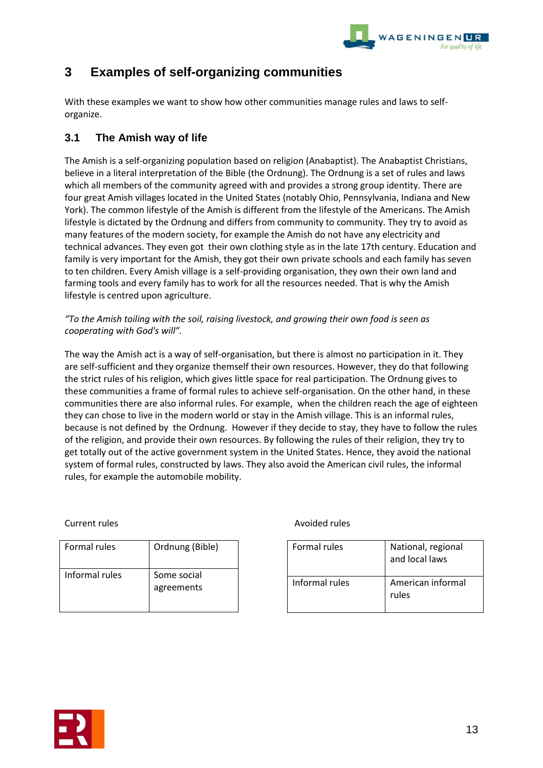# 3 Examples of self-organizing communities

With these examples we want to show how other communities manage rules and laws to self-organize.

## 3.1 The Amish way of life

The Amish is a self-organizing population based on religion (Anabaptist). The Anabaptist Christians, believe in a literal interpretation of the Bible (the Ordnung). The Ordnung is a set of rules and laws which all members of the community agreed with and provides a strong group identity. There are four great Amish villages located in the United States (notably Ohio, Pennsylvania, Indiana and New York). The common lifestyle of the Amish is different from the lifestyle of the Americans. The Amish lifestyle is dictated by the Ordnung and differs from community to community. They try to avoid as many features of the modern society, for example the Amish do not have any electricity and technical advances. They even got their own clothing style as in the late 17th century. Education and family is very important for the Amish, they got their own private schools and each family has seven to ten children. Every Amish village is a self-providing organisation, they own their own land and farming tools and every family has to work for all the resources needed. That is why the Amish lifestyle is centred upon agriculture.

*"To the Amish toiling with the soil, raising livestock, and growing their own food is seen as cooperating with God's will".*

The way the Amish act is a way of self-organisation, but there is almost no participation in it. They are self-sufficient and they organize themself their own resources. However, they do that following the strict rules of his religion, which gives little space for real participation. The Ordnung gives to these communities a frame of formal rules to achieve self-organisation. On the other hand, in these communities there are also informal rules. For example, when the children reach the age of eighteen they can chose to live in the modern world or stay in the Amish village. This is an informal rules, because is not defined by the Ordnung. However if they decide to stay, they have to follow the rules of the religion, and provide their own resources. By following the rules of their religion, they try to get totally out of the active government system in the United States. Hence, they avoid the national system of formal rules, constructed by laws. They also avoid the American civil rules, the informal rules, for example the automobile mobility.

Current rules

| | |
|---|---|
| Formal rules | Ordnung (Bible) |
| Informal rules | Some social agreements |

Avoided rules

| | |
|---|---|
| Formal rules | National, regional and local laws |
| Informal rules | American informal rules |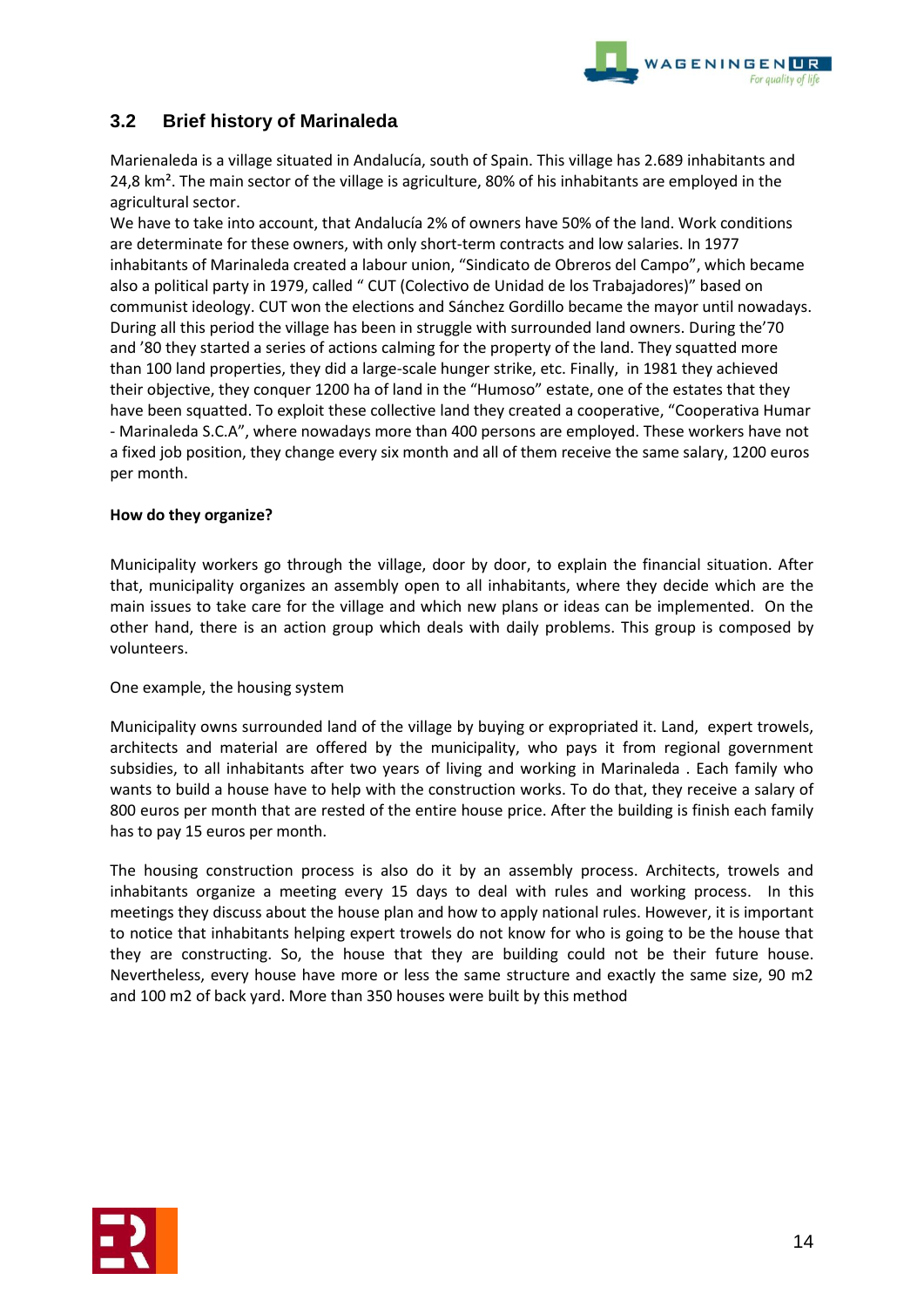## 3.2 Brief history of Marinaleda

Marienaleda is a village situated in Andalucía, south of Spain. This village has 2.689 inhabitants and 24,8 km². The main sector of the village is agriculture, 80% of his inhabitants are employed in the agricultural sector.

We have to take into account, that Andalucía 2% of owners have 50% of the land. Work conditions are determinate for these owners, with only short-term contracts and low salaries. In 1977 inhabitants of Marinaleda created a labour union, "Sindicato de Obreros del Campo", which became also a political party in 1979, called " CUT (Colectivo de Unidad de los Trabajadores)" based on communist ideology. CUT won the elections and Sánchez Gordillo became the mayor until nowadays. During all this period the village has been in struggle with surrounded land owners. During the'70 and '80 they started a series of actions calming for the property of the land. They squatted more than 100 land properties, they did a large-scale hunger strike, etc. Finally, in 1981 they achieved their objective, they conquer 1200 ha of land in the "Humoso" estate, one of the estates that they have been squatted. To exploit these collective land they created a cooperative, "Cooperativa Humar - Marinaleda S.C.A", where nowadays more than 400 persons are employed. These workers have not a fixed job position, they change every six month and all of them receive the same salary, 1200 euros per month.

**How do they organize?**

Municipality workers go through the village, door by door, to explain the financial situation. After that, municipality organizes an assembly open to all inhabitants, where they decide which are the main issues to take care for the village and which new plans or ideas can be implemented. On the other hand, there is an action group which deals with daily problems. This group is composed by volunteers.

One example, the housing system

Municipality owns surrounded land of the village by buying or expropriated it. Land, expert trowels, architects and material are offered by the municipality, who pays it from regional government subsidies, to all inhabitants after two years of living and working in Marinaleda . Each family who wants to build a house have to help with the construction works. To do that, they receive a salary of 800 euros per month that are rested of the entire house price. After the building is finish each family has to pay 15 euros per month.

The housing construction process is also do it by an assembly process. Architects, trowels and inhabitants organize a meeting every 15 days to deal with rules and working process. In this meetings they discuss about the house plan and how to apply national rules. However, it is important to notice that inhabitants helping expert trowels do not know for who is going to be the house that they are constructing. So, the house that they are building could not be their future house. Nevertheless, every house have more or less the same structure and exactly the same size, 90 m2 and 100 m2 of back yard. More than 350 houses were built by this method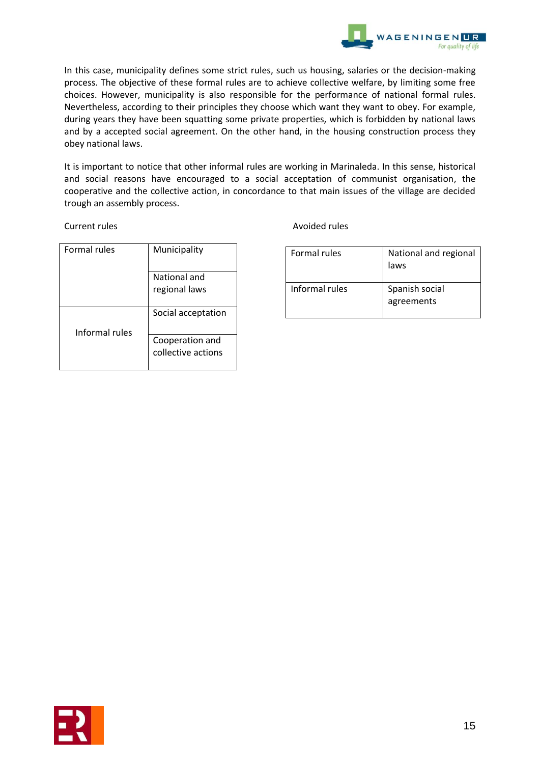In this case, municipality defines some strict rules, such us housing, salaries or the decision-making process. The objective of these formal rules are to achieve collective welfare, by limiting some free choices. However, municipality is also responsible for the performance of national formal rules. Nevertheless, according to their principles they choose which want they want to obey. For example, during years they have been squatting some private properties, which is forbidden by national laws and by a accepted social agreement. On the other hand, in the housing construction process they obey national laws.

It is important to notice that other informal rules are working in Marinaleda. In this sense, historical and social reasons have encouraged to a social acceptation of communist organisation, the cooperative and the collective action, in concordance to that main issues of the village are decided trough an assembly process.

Current rules

| | |
|---|---|
| Formal rules | Municipality |
| | National and regional laws |
| Informal rules | Social acceptation |
| | Cooperation and collective actions |

Avoided rules

| | |
|---|---|
| Formal rules | National and regional laws |
| Informal rules | Spanish social agreements |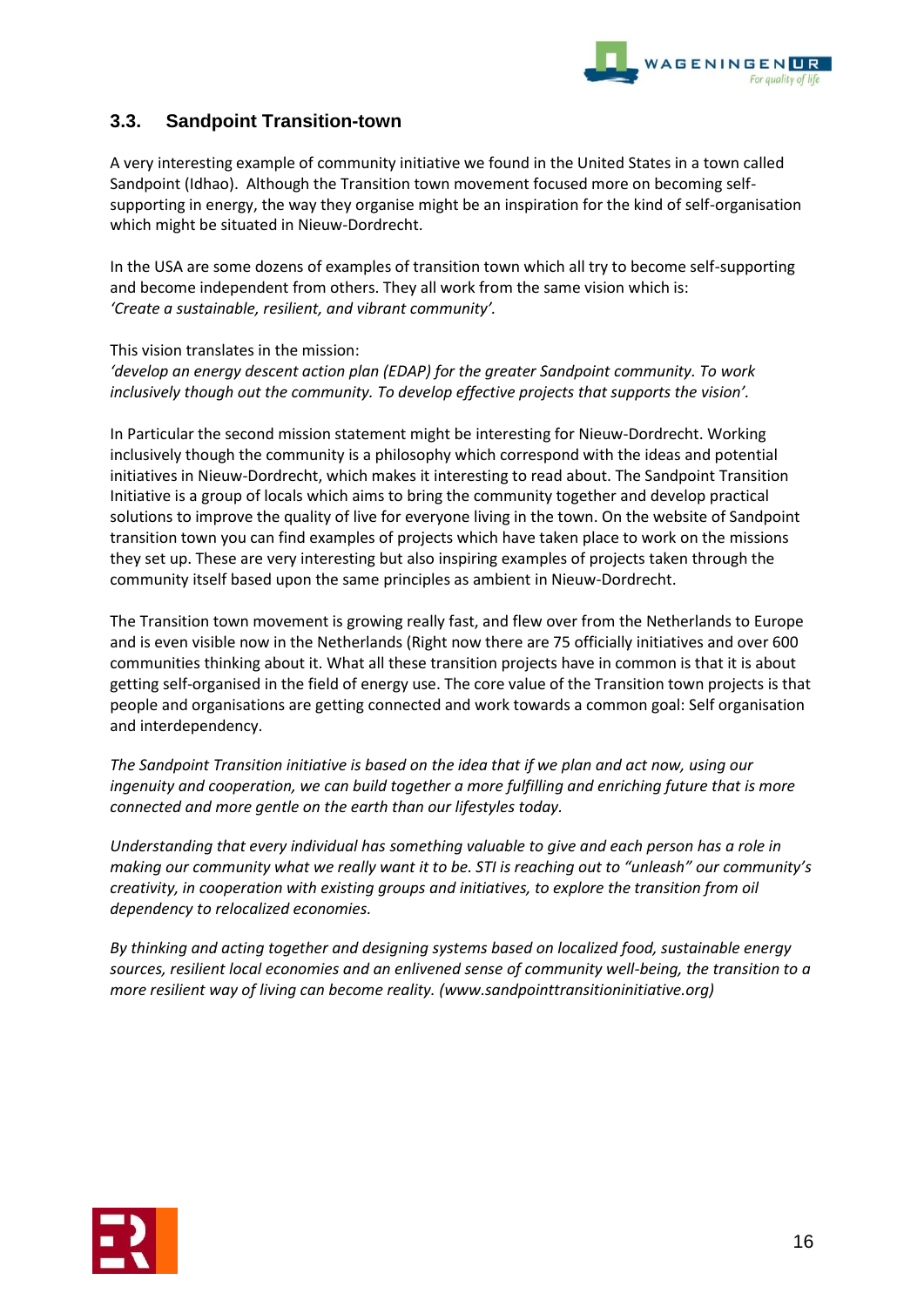## 3.3. Sandpoint Transition-town

A very interesting example of community initiative we found in the United States in a town called Sandpoint (Idhao). Although the Transition town movement focused more on becoming self-supporting in energy, the way they organise might be an inspiration for the kind of self-organisation which might be situated in Nieuw-Dordrecht.

In the USA are some dozens of examples of transition town which all try to become self-supporting and become independent from others. They all work from the same vision which is:
*'Create a sustainable, resilient, and vibrant community'.*

This vision translates in the mission:
*'develop an energy descent action plan (EDAP) for the greater Sandpoint community. To work inclusively though out the community. To develop effective projects that supports the vision'.*

In Particular the second mission statement might be interesting for Nieuw-Dordrecht. Working inclusively though the community is a philosophy which correspond with the ideas and potential initiatives in Nieuw-Dordrecht, which makes it interesting to read about. The Sandpoint Transition Initiative is a group of locals which aims to bring the community together and develop practical solutions to improve the quality of live for everyone living in the town. On the website of Sandpoint transition town you can find examples of projects which have taken place to work on the missions they set up. These are very interesting but also inspiring examples of projects taken through the community itself based upon the same principles as ambient in Nieuw-Dordrecht.

The Transition town movement is growing really fast, and flew over from the Netherlands to Europe and is even visible now in the Netherlands (Right now there are 75 officially initiatives and over 600 communities thinking about it. What all these transition projects have in common is that it is about getting self-organised in the field of energy use. The core value of the Transition town projects is that people and organisations are getting connected and work towards a common goal: Self organisation and interdependency.

*The Sandpoint Transition initiative is based on the idea that if we plan and act now, using our ingenuity and cooperation, we can build together a more fulfilling and enriching future that is more connected and more gentle on the earth than our lifestyles today.*

*Understanding that every individual has something valuable to give and each person has a role in making our community what we really want it to be. STI is reaching out to "unleash" our community's creativity, in cooperation with existing groups and initiatives, to explore the transition from oil dependency to relocalized economies.*

*By thinking and acting together and designing systems based on localized food, sustainable energy sources, resilient local economies and an enlivened sense of community well-being, the transition to a more resilient way of living can become reality. (www.sandpointtransitioninitiative.org)*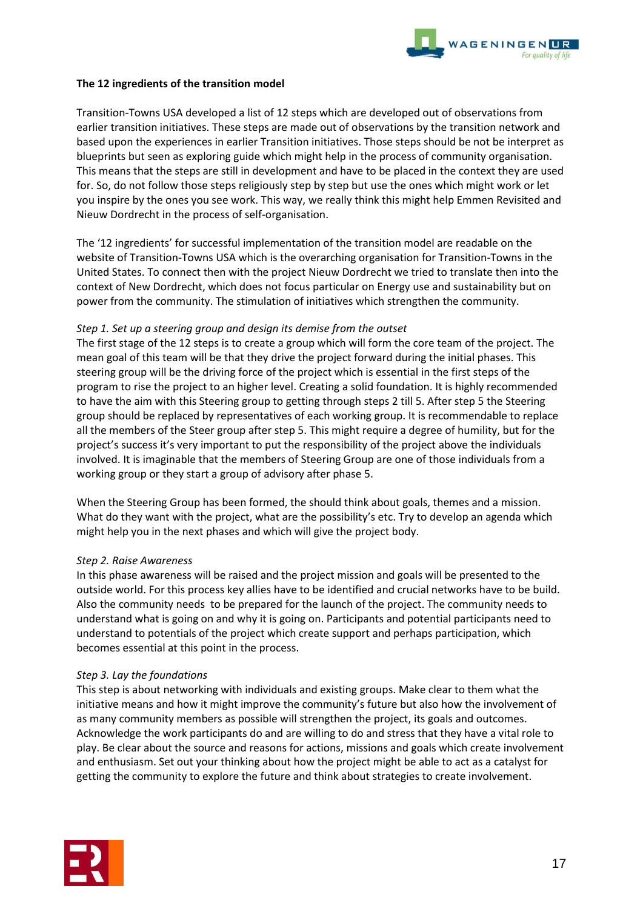**The 12 ingredients of the transition model**

Transition-Towns USA developed a list of 12 steps which are developed out of observations from earlier transition initiatives. These steps are made out of observations by the transition network and based upon the experiences in earlier Transition initiatives. Those steps should be not be interpret as blueprints but seen as exploring guide which might help in the process of community organisation. This means that the steps are still in development and have to be placed in the context they are used for. So, do not follow those steps religiously step by step but use the ones which might work or let you inspire by the ones you see work. This way, we really think this might help Emmen Revisited and Nieuw Dordrecht in the process of self-organisation.

The '12 ingredients' for successful implementation of the transition model are readable on the website of Transition-Towns USA which is the overarching organisation for Transition-Towns in the United States. To connect then with the project Nieuw Dordrecht we tried to translate then into the context of New Dordrecht, which does not focus particular on Energy use and sustainability but on power from the community. The stimulation of initiatives which strengthen the community.

*Step 1. Set up a steering group and design its demise from the outset*
The first stage of the 12 steps is to create a group which will form the core team of the project. The mean goal of this team will be that they drive the project forward during the initial phases. This steering group will be the driving force of the project which is essential in the first steps of the program to rise the project to an higher level. Creating a solid foundation. It is highly recommended to have the aim with this Steering group to getting through steps 2 till 5. After step 5 the Steering group should be replaced by representatives of each working group. It is recommendable to replace all the members of the Steer group after step 5. This might require a degree of humility, but for the project's success it's very important to put the responsibility of the project above the individuals involved. It is imaginable that the members of Steering Group are one of those individuals from a working group or they start a group of advisory after phase 5.

When the Steering Group has been formed, the should think about goals, themes and a mission. What do they want with the project, what are the possibility's etc. Try to develop an agenda which might help you in the next phases and which will give the project body.

*Step 2. Raise Awareness*
In this phase awareness will be raised and the project mission and goals will be presented to the outside world. For this process key allies have to be identified and crucial networks have to be build. Also the community needs to be prepared for the launch of the project. The community needs to understand what is going on and why it is going on. Participants and potential participants need to understand to potentials of the project which create support and perhaps participation, which becomes essential at this point in the process.

*Step 3. Lay the foundations*
This step is about networking with individuals and existing groups. Make clear to them what the initiative means and how it might improve the community's future but also how the involvement of as many community members as possible will strengthen the project, its goals and outcomes. Acknowledge the work participants do and are willing to do and stress that they have a vital role to play. Be clear about the source and reasons for actions, missions and goals which create involvement and enthusiasm. Set out your thinking about how the project might be able to act as a catalyst for getting the community to explore the future and think about strategies to create involvement.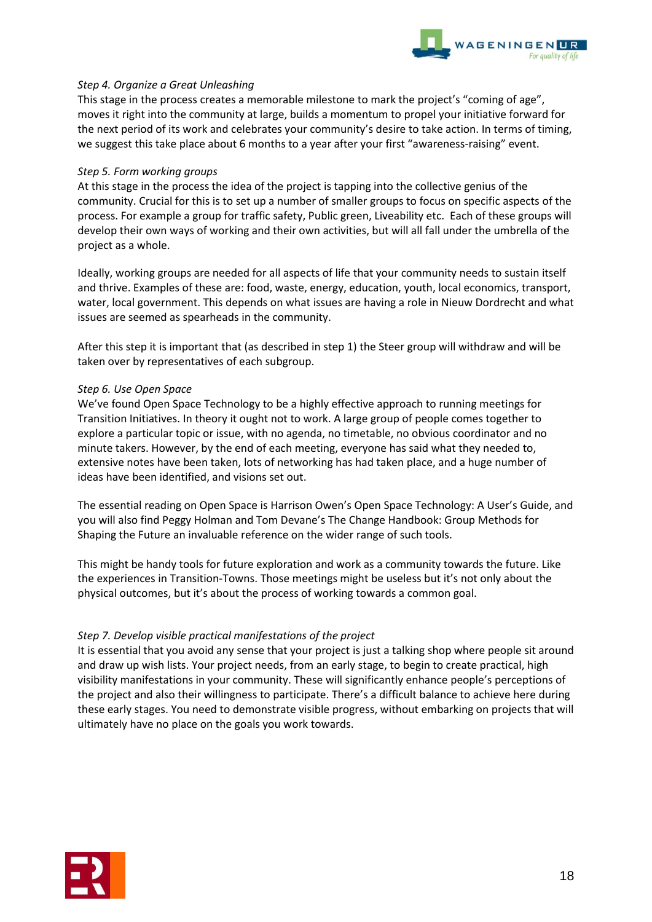*Step 4. Organize a Great Unleashing*

This stage in the process creates a memorable milestone to mark the project's "coming of age", moves it right into the community at large, builds a momentum to propel your initiative forward for the next period of its work and celebrates your community's desire to take action. In terms of timing, we suggest this take place about 6 months to a year after your first "awareness-raising" event.

*Step 5. Form working groups*

At this stage in the process the idea of the project is tapping into the collective genius of the community. Crucial for this is to set up a number of smaller groups to focus on specific aspects of the process. For example a group for traffic safety, Public green, Liveability etc. Each of these groups will develop their own ways of working and their own activities, but will all fall under the umbrella of the project as a whole.

Ideally, working groups are needed for all aspects of life that your community needs to sustain itself and thrive. Examples of these are: food, waste, energy, education, youth, local economics, transport, water, local government. This depends on what issues are having a role in Nieuw Dordrecht and what issues are seemed as spearheads in the community.

After this step it is important that (as described in step 1) the Steer group will withdraw and will be taken over by representatives of each subgroup.

*Step 6. Use Open Space*

We've found Open Space Technology to be a highly effective approach to running meetings for Transition Initiatives. In theory it ought not to work. A large group of people comes together to explore a particular topic or issue, with no agenda, no timetable, no obvious coordinator and no minute takers. However, by the end of each meeting, everyone has said what they needed to, extensive notes have been taken, lots of networking has had taken place, and a huge number of ideas have been identified, and visions set out.

The essential reading on Open Space is Harrison Owen's Open Space Technology: A User's Guide, and you will also find Peggy Holman and Tom Devane's The Change Handbook: Group Methods for Shaping the Future an invaluable reference on the wider range of such tools.

This might be handy tools for future exploration and work as a community towards the future. Like the experiences in Transition-Towns. Those meetings might be useless but it's not only about the physical outcomes, but it's about the process of working towards a common goal.

*Step 7. Develop visible practical manifestations of the project*

It is essential that you avoid any sense that your project is just a talking shop where people sit around and draw up wish lists. Your project needs, from an early stage, to begin to create practical, high visibility manifestations in your community. These will significantly enhance people's perceptions of the project and also their willingness to participate. There's a difficult balance to achieve here during these early stages. You need to demonstrate visible progress, without embarking on projects that will ultimately have no place on the goals you work towards.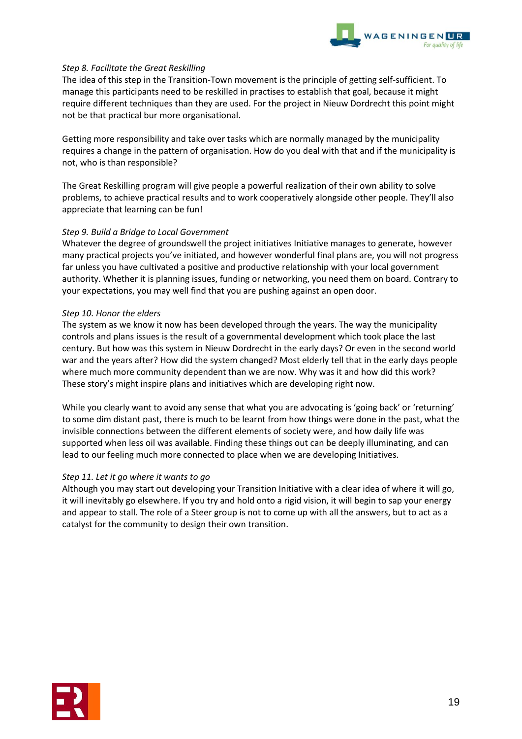*Step 8. Facilitate the Great Reskilling*

The idea of this step in the Transition-Town movement is the principle of getting self-sufficient. To manage this participants need to be reskilled in practises to establish that goal, because it might require different techniques than they are used. For the project in Nieuw Dordrecht this point might not be that practical bur more organisational.

Getting more responsibility and take over tasks which are normally managed by the municipality requires a change in the pattern of organisation. How do you deal with that and if the municipality is not, who is than responsible?

The Great Reskilling program will give people a powerful realization of their own ability to solve problems, to achieve practical results and to work cooperatively alongside other people. They'll also appreciate that learning can be fun!

*Step 9. Build a Bridge to Local Government*

Whatever the degree of groundswell the project initiatives Initiative manages to generate, however many practical projects you've initiated, and however wonderful final plans are, you will not progress far unless you have cultivated a positive and productive relationship with your local government authority. Whether it is planning issues, funding or networking, you need them on board. Contrary to your expectations, you may well find that you are pushing against an open door.

*Step 10. Honor the elders*

The system as we know it now has been developed through the years. The way the municipality controls and plans issues is the result of a governmental development which took place the last century. But how was this system in Nieuw Dordrecht in the early days? Or even in the second world war and the years after? How did the system changed? Most elderly tell that in the early days people where much more community dependent than we are now. Why was it and how did this work? These story's might inspire plans and initiatives which are developing right now.

While you clearly want to avoid any sense that what you are advocating is 'going back' or 'returning' to some dim distant past, there is much to be learnt from how things were done in the past, what the invisible connections between the different elements of society were, and how daily life was supported when less oil was available. Finding these things out can be deeply illuminating, and can lead to our feeling much more connected to place when we are developing Initiatives.

*Step 11. Let it go where it wants to go*

Although you may start out developing your Transition Initiative with a clear idea of where it will go, it will inevitably go elsewhere. If you try and hold onto a rigid vision, it will begin to sap your energy and appear to stall. The role of a Steer group is not to come up with all the answers, but to act as a catalyst for the community to design their own transition.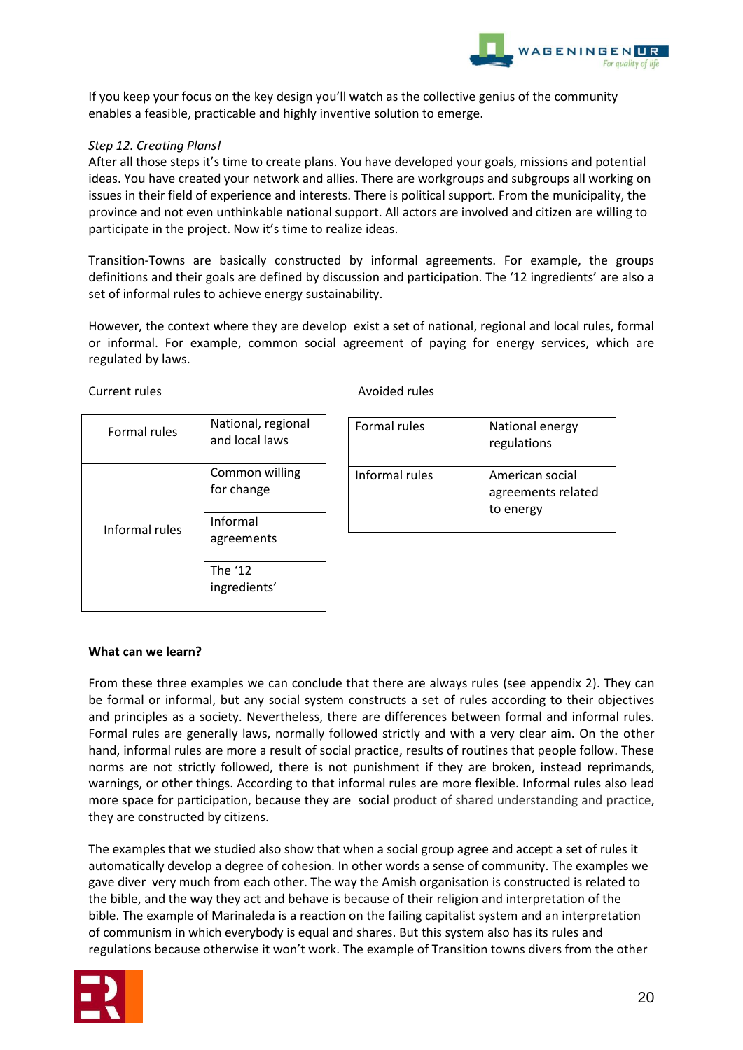If you keep your focus on the key design you'll watch as the collective genius of the community enables a feasible, practicable and highly inventive solution to emerge.

*Step 12. Creating Plans!*

After all those steps it's time to create plans. You have developed your goals, missions and potential ideas. You have created your network and allies. There are workgroups and subgroups all working on issues in their field of experience and interests. There is political support. From the municipality, the province and not even unthinkable national support. All actors are involved and citizen are willing to participate in the project. Now it's time to realize ideas.

Transition-Towns are basically constructed by informal agreements. For example, the groups definitions and their goals are defined by discussion and participation. The '12 ingredients' are also a set of informal rules to achieve energy sustainability.

However, the context where they are develop exist a set of national, regional and local rules, formal or informal. For example, common social agreement of paying for energy services, which are regulated by laws.

Current rules

| Formal rules | National, regional and local laws |
|---|---|
| Informal rules | Common willing for change |
| | Informal agreements |
| | The '12 ingredients' |

Avoided rules

| Formal rules | National energy regulations |
|---|---|
| Informal rules | American social agreements related to energy |

**What can we learn?**

From these three examples we can conclude that there are always rules (see appendix 2). They can be formal or informal, but any social system constructs a set of rules according to their objectives and principles as a society. Nevertheless, there are differences between formal and informal rules. Formal rules are generally laws, normally followed strictly and with a very clear aim. On the other hand, informal rules are more a result of social practice, results of routines that people follow. These norms are not strictly followed, there is not punishment if they are broken, instead reprimands, warnings, or other things. According to that informal rules are more flexible. Informal rules also lead more space for participation, because they are social product of shared understanding and practice, they are constructed by citizens.

The examples that we studied also show that when a social group agree and accept a set of rules it automatically develop a degree of cohesion. In other words a sense of community. The examples we gave diver very much from each other. The way the Amish organisation is constructed is related to the bible, and the way they act and behave is because of their religion and interpretation of the bible. The example of Marinaleda is a reaction on the failing capitalist system and an interpretation of communism in which everybody is equal and shares. But this system also has its rules and regulations because otherwise it won't work. The example of Transition towns divers from the other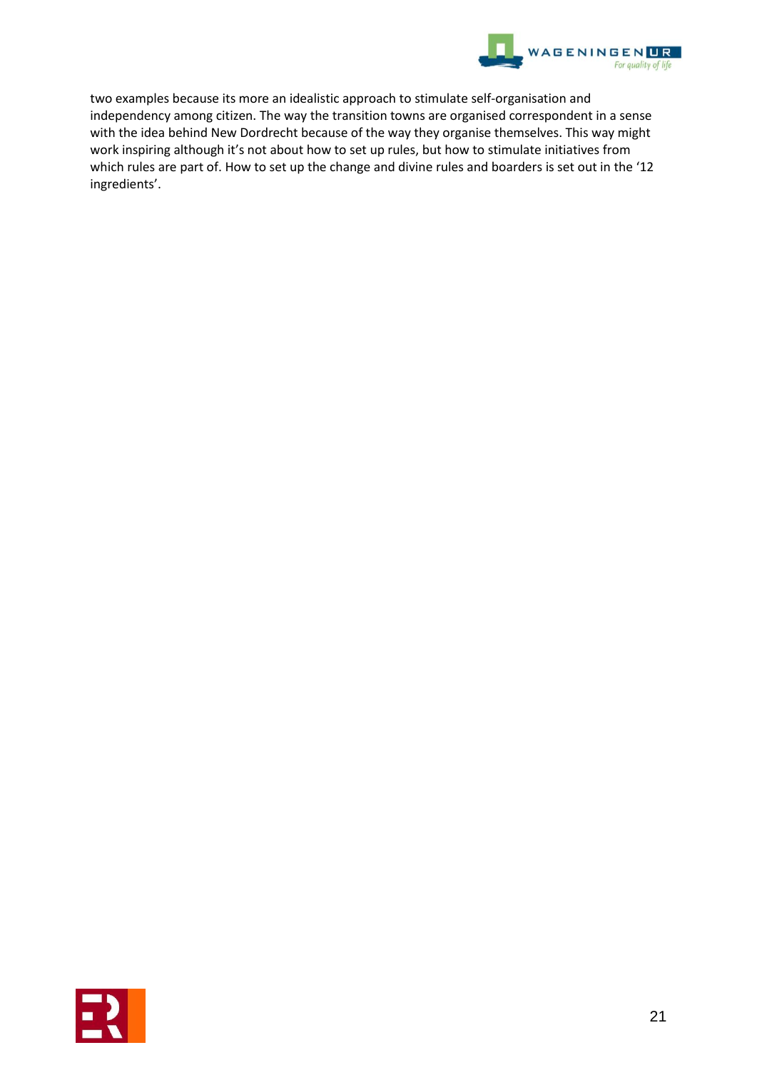two examples because its more an idealistic approach to stimulate self-organisation and independency among citizen. The way the transition towns are organised correspondent in a sense with the idea behind New Dordrecht because of the way they organise themselves. This way might work inspiring although it's not about how to set up rules, but how to stimulate initiatives from which rules are part of. How to set up the change and divine rules and boarders is set out in the '12 ingredients'.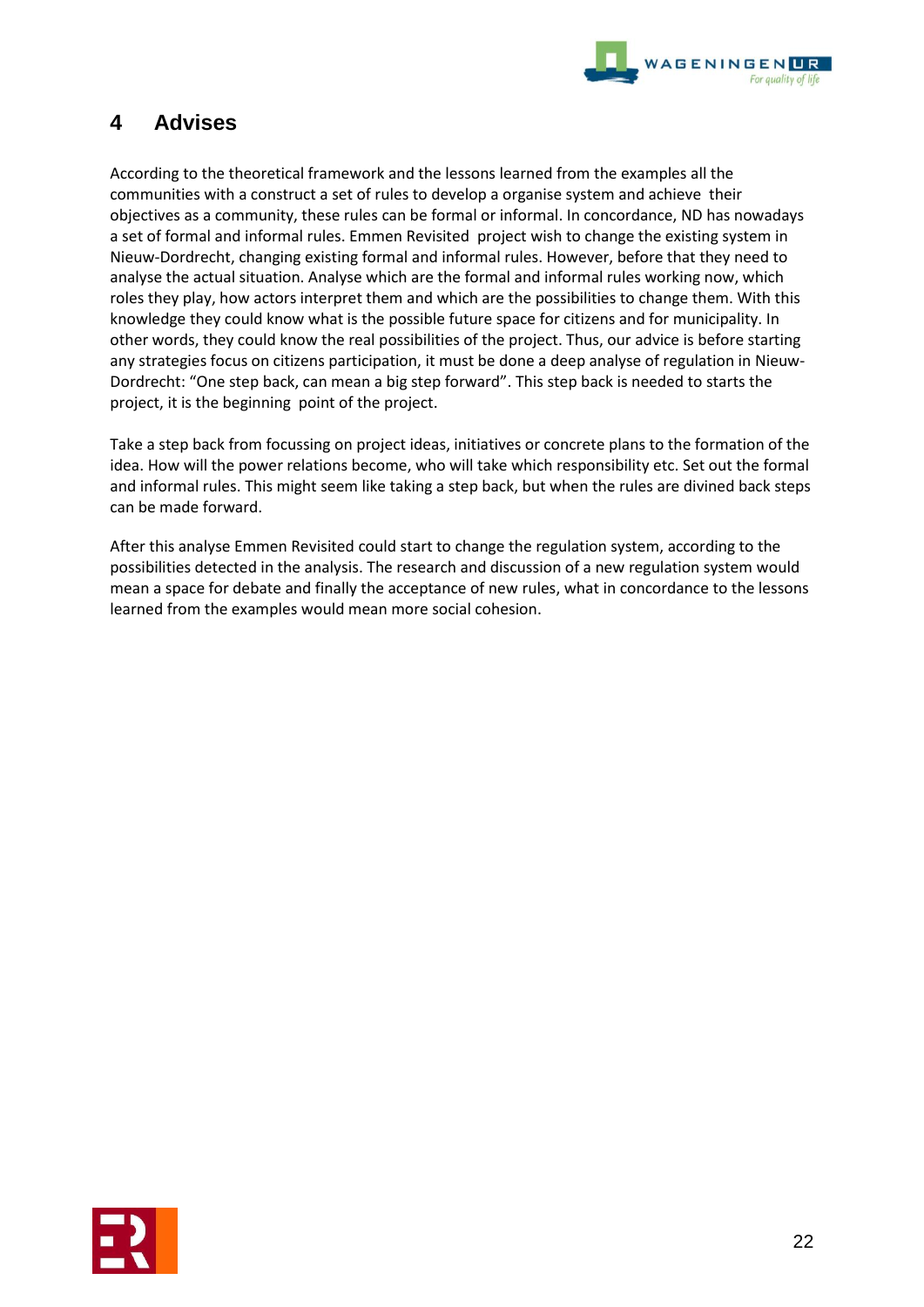## 4 Advises

According to the theoretical framework and the lessons learned from the examples all the communities with a construct a set of rules to develop a organise system and achieve their objectives as a community, these rules can be formal or informal. In concordance, ND has nowadays a set of formal and informal rules. Emmen Revisited project wish to change the existing system in Nieuw-Dordrecht, changing existing formal and informal rules. However, before that they need to analyse the actual situation. Analyse which are the formal and informal rules working now, which roles they play, how actors interpret them and which are the possibilities to change them. With this knowledge they could know what is the possible future space for citizens and for municipality. In other words, they could know the real possibilities of the project. Thus, our advice is before starting any strategies focus on citizens participation, it must be done a deep analyse of regulation in Nieuw-Dordrecht: "One step back, can mean a big step forward". This step back is needed to starts the project, it is the beginning point of the project.

Take a step back from focussing on project ideas, initiatives or concrete plans to the formation of the idea. How will the power relations become, who will take which responsibility etc. Set out the formal and informal rules. This might seem like taking a step back, but when the rules are divined back steps can be made forward.

After this analyse Emmen Revisited could start to change the regulation system, according to the possibilities detected in the analysis. The research and discussion of a new regulation system would mean a space for debate and finally the acceptance of new rules, what in concordance to the lessons learned from the examples would mean more social cohesion.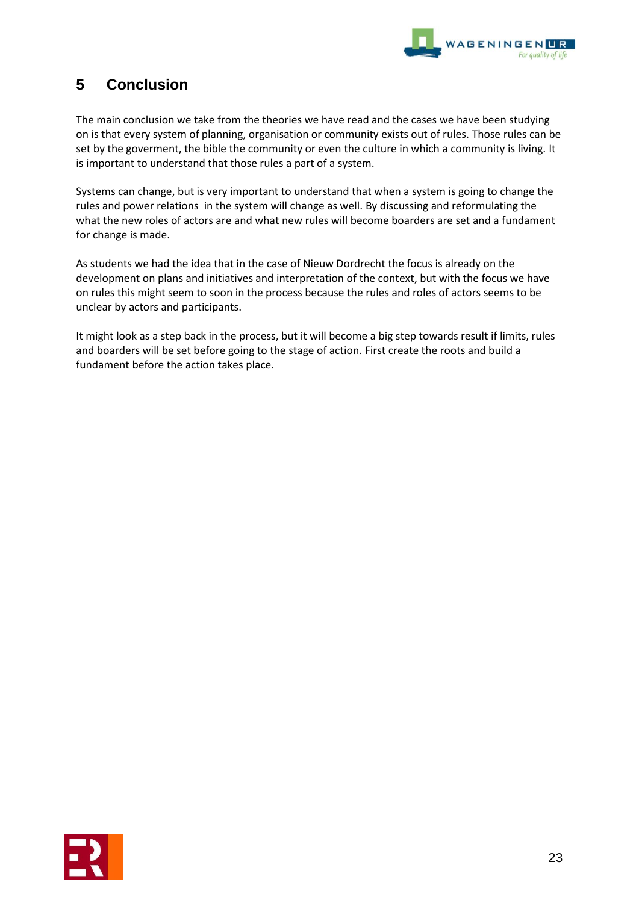# 5 Conclusion

The main conclusion we take from the theories we have read and the cases we have been studying on is that every system of planning, organisation or community exists out of rules. Those rules can be set by the goverment, the bible the community or even the culture in which a community is living. It is important to understand that those rules a part of a system.

Systems can change, but is very important to understand that when a system is going to change the rules and power relations in the system will change as well. By discussing and reformulating the what the new roles of actors are and what new rules will become boarders are set and a fundament for change is made.

As students we had the idea that in the case of Nieuw Dordrecht the focus is already on the development on plans and initiatives and interpretation of the context, but with the focus we have on rules this might seem to soon in the process because the rules and roles of actors seems to be unclear by actors and participants.

It might look as a step back in the process, but it will become a big step towards result if limits, rules and boarders will be set before going to the stage of action. First create the roots and build a fundament before the action takes place.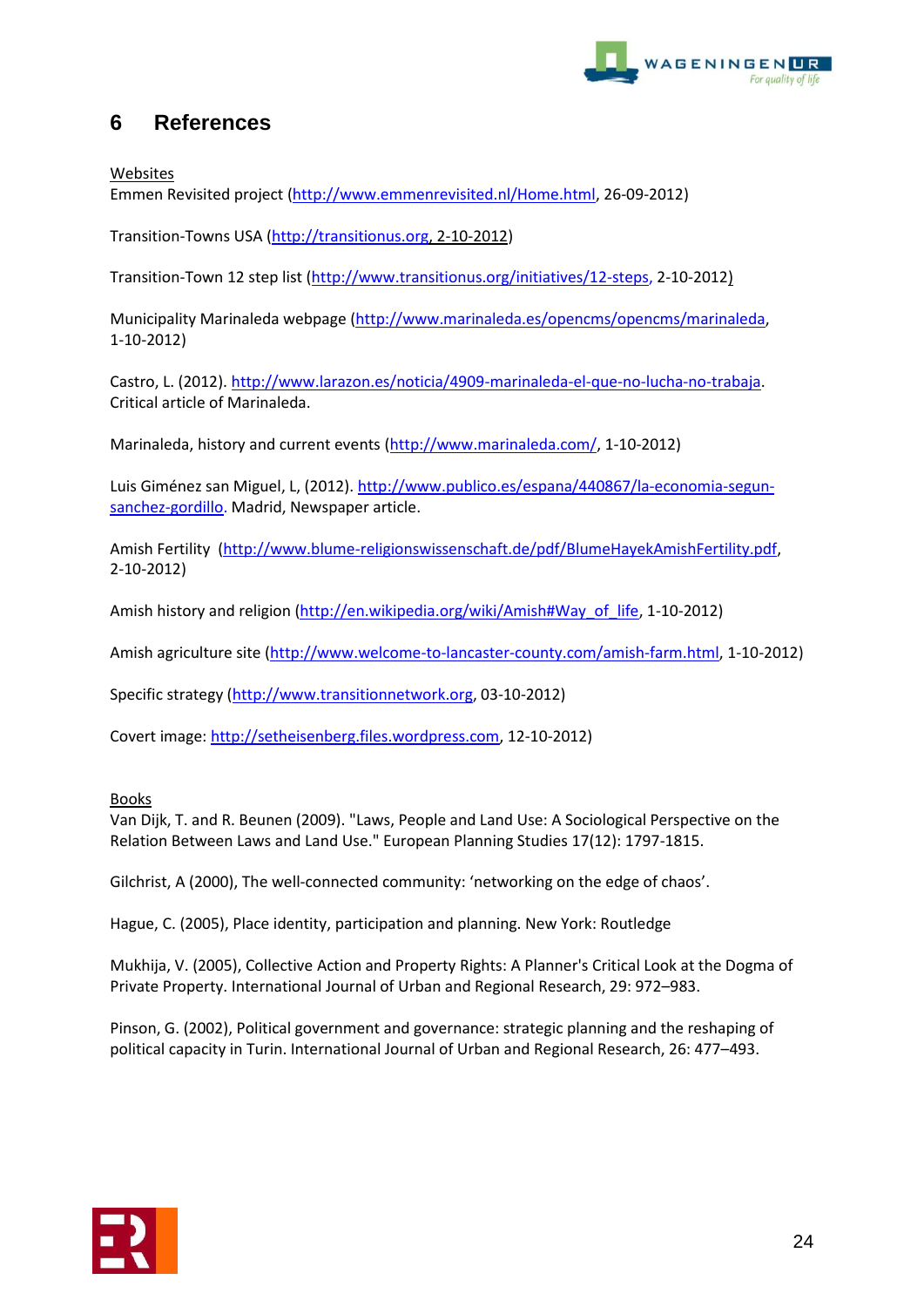# 6 References

Websites

Emmen Revisited project (http://www.emmenrevisited.nl/Home.html, 26-09-2012)

Transition-Towns USA (http://transitionus.org, 2-10-2012)

Transition-Town 12 step list (http://www.transitionus.org/initiatives/12-steps, 2-10-2012)

Municipality Marinaleda webpage (http://www.marinaleda.es/opencms/opencms/marinaleda, 1-10-2012)

Castro, L. (2012). http://www.larazon.es/noticia/4909-marinaleda-el-que-no-lucha-no-trabaja. Critical article of Marinaleda.

Marinaleda, history and current events (http://www.marinaleda.com/, 1-10-2012)

Luis Giménez san Miguel, L, (2012). http://www.publico.es/espana/440867/la-economia-segun-sanchez-gordillo. Madrid, Newspaper article.

Amish Fertility (http://www.blume-religionswissenschaft.de/pdf/BlumeHayekAmishFertility.pdf, 2-10-2012)

Amish history and religion (http://en.wikipedia.org/wiki/Amish#Way_of_life, 1-10-2012)

Amish agriculture site (http://www.welcome-to-lancaster-county.com/amish-farm.html, 1-10-2012)

Specific strategy (http://www.transitionnetwork.org, 03-10-2012)

Covert image: http://setheisenberg.files.wordpress.com, 12-10-2012)

Books

Van Dijk, T. and R. Beunen (2009). "Laws, People and Land Use: A Sociological Perspective on the Relation Between Laws and Land Use." European Planning Studies 17(12): 1797-1815.

Gilchrist, A (2000), The well-connected community: 'networking on the edge of chaos'.

Hague, C. (2005), Place identity, participation and planning. New York: Routledge

Mukhija, V. (2005), Collective Action and Property Rights: A Planner's Critical Look at the Dogma of Private Property. International Journal of Urban and Regional Research, 29: 972–983.

Pinson, G. (2002), Political government and governance: strategic planning and the reshaping of political capacity in Turin. International Journal of Urban and Regional Research, 26: 477–493.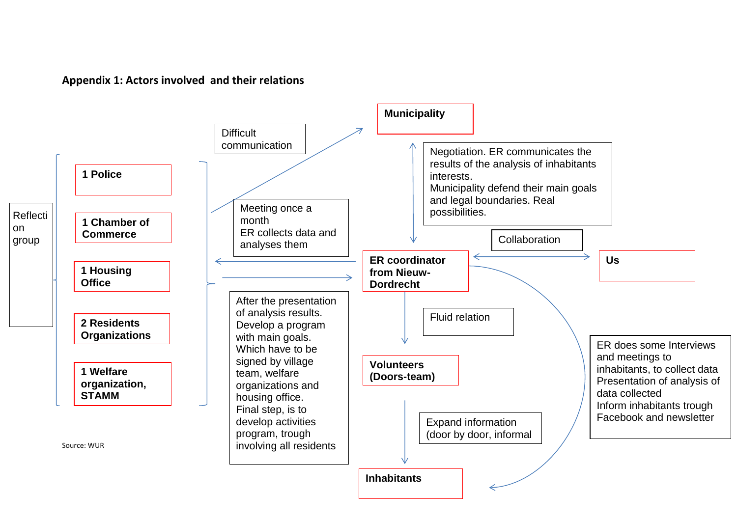**Appendix 1: Actors involved and their relations**

Reflection group

- 1 Police
- 1 Chamber of Commerce
- 1 Housing Office
- 2 Residents Organizations
- 1 Welfare organization, STAMM

Difficult communication

Municipality

Negotiation. ER communicates the results of the analysis of inhabitants interests.
Municipality defend their main goals and legal boundaries. Real possibilities.

Meeting once a month
ER collects data and analyses them

ER coordinator from Nieuw-Dordrecht

Collaboration

Us

After the presentation of analysis results. Develop a program with main goals. Which have to be signed by village team, welfare organizations and housing office.
Final step, is to develop activities program, trough involving all residents

Fluid relation

Volunteers (Doors-team)

ER does some Interviews and meetings to inhabitants, to collect data
Presentation of analysis of data collected
Inform inhabitants trough Facebook and newsletter

Expand information (door by door, informal

Inhabitants

Source: WUR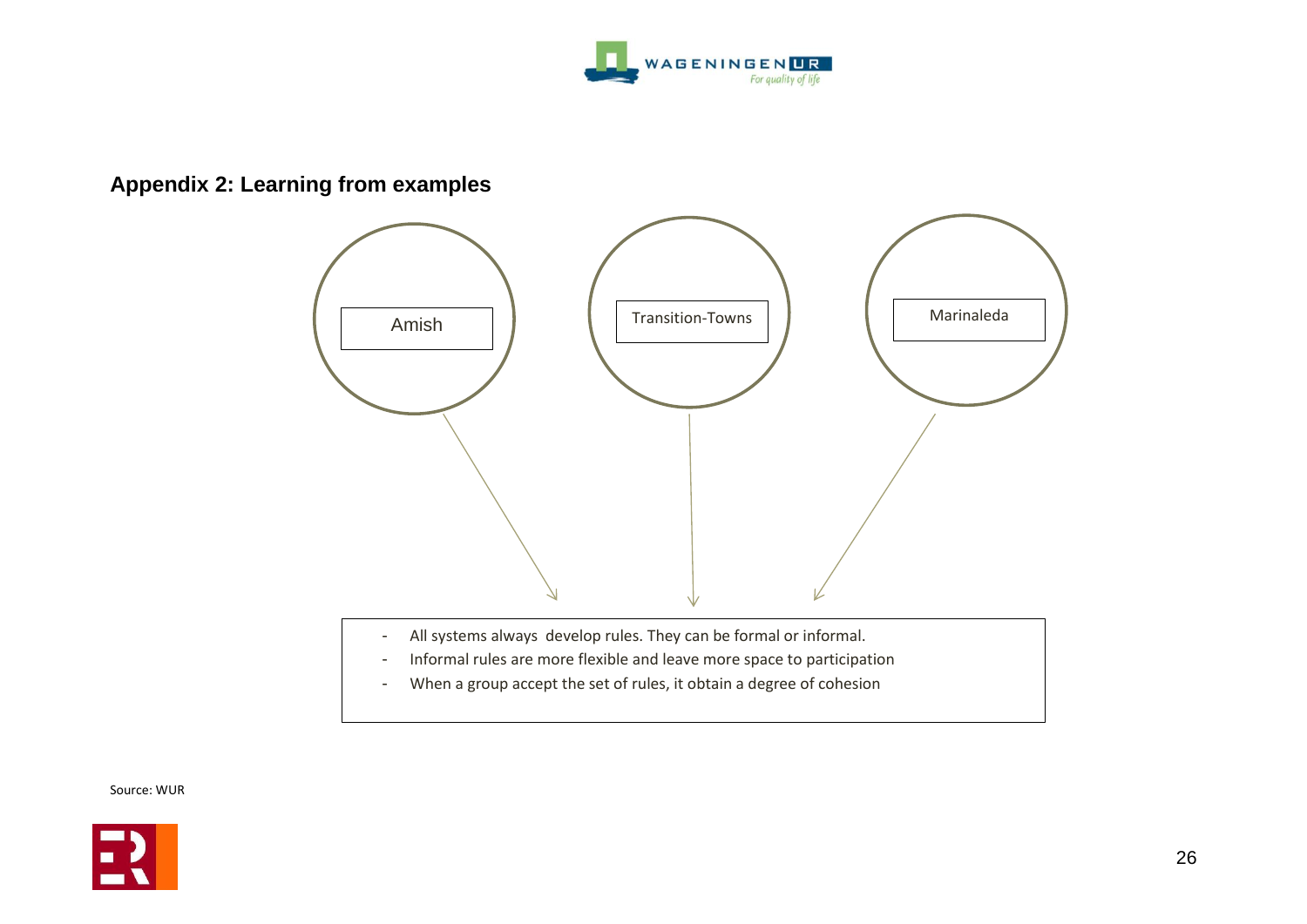## Appendix 2: Learning from examples

Amish

Transition-Towns

Marinaleda

- All systems always  develop rules. They can be formal or informal.
- Informal rules are more flexible and leave more space to participation
- When a group accept the set of rules, it obtain a degree of cohesion

Source: WUR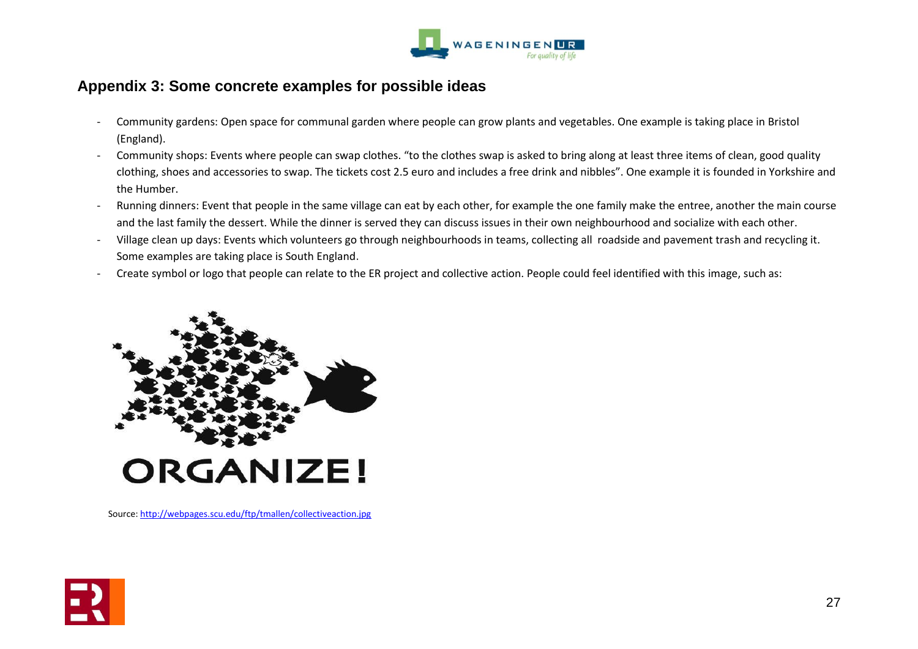## Appendix 3: Some concrete examples for possible ideas

- Community gardens: Open space for communal garden where people can grow plants and vegetables. One example is taking place in Bristol (England).
- Community shops: Events where people can swap clothes. "to the clothes swap is asked to bring along at least three items of clean, good quality clothing, shoes and accessories to swap. The tickets cost 2.5 euro and includes a free drink and nibbles". One example it is founded in Yorkshire and the Humber.
- Running dinners: Event that people in the same village can eat by each other, for example the one family make the entree, another the main course and the last family the dessert. While the dinner is served they can discuss issues in their own neighbourhood and socialize with each other.
- Village clean up days: Events which volunteers go through neighbourhoods in teams, collecting all roadside and pavement trash and recycling it. Some examples are taking place is South England.
- Create symbol or logo that people can relate to the ER project and collective action. People could feel identified with this image, such as:

ORGANIZE!

Source: http://webpages.scu.edu/ftp/tmallen/collectiveaction.jpg